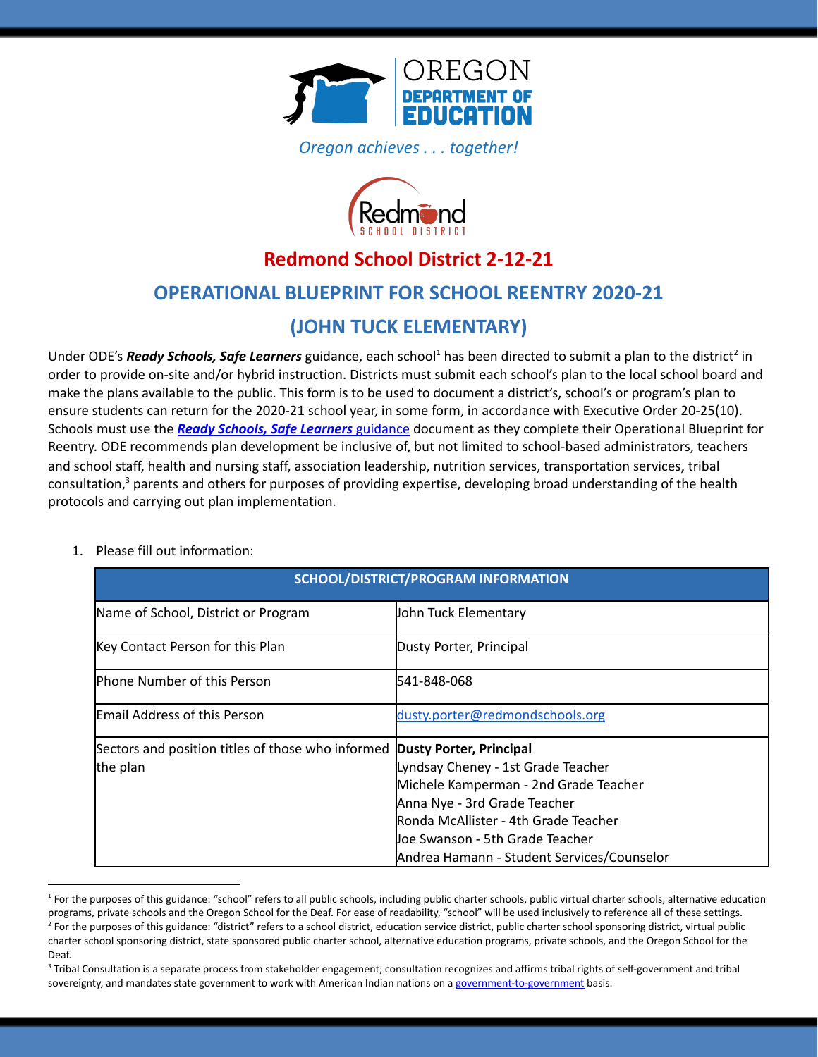OREGON DEPARTMENT OF EDUCATION

*Oregon achieves . . . together!*

Redmond SCHOOL DISTRICT

# Redmond School District 2-12-21

## OPERATIONAL BLUEPRINT FOR SCHOOL REENTRY 2020-21

## (JOHN TUCK ELEMENTARY)

Under ODE's ***Ready Schools, Safe Learners*** guidance, each school[1] has been directed to submit a plan to the district[2] in order to provide on-site and/or hybrid instruction. Districts must submit each school's plan to the local school board and make the plans available to the public. This form is to be used to document a district's, school's or program's plan to ensure students can return for the 2020-21 school year, in some form, in accordance with Executive Order 20-25(10). Schools must use the [***Ready Schools, Safe Learners*** guidance] document as they complete their Operational Blueprint for Reentry. ODE recommends plan development be inclusive of, but not limited to school-based administrators, teachers and school staff, health and nursing staff, association leadership, nutrition services, transportation services, tribal consultation,[3] parents and others for purposes of providing expertise, developing broad understanding of the health protocols and carrying out plan implementation.

1. Please fill out information:

| SCHOOL/DISTRICT/PROGRAM INFORMATION | |
|---|---|
| Name of School, District or Program | John Tuck Elementary |
| Key Contact Person for this Plan | Dusty Porter, Principal |
| Phone Number of this Person | 541-848-068 |
| Email Address of this Person | dusty.porter@redmondschools.org |
| Sectors and position titles of those who informed the plan | **Dusty Porter, Principal**<br>Lyndsay Cheney - 1st Grade Teacher<br>Michele Kamperman - 2nd Grade Teacher<br>Anna Nye - 3rd Grade Teacher<br>Ronda McAllister - 4th Grade Teacher<br>Joe Swanson - 5th Grade Teacher<br>Andrea Hamann - Student Services/Counselor |

[1] For the purposes of this guidance: "school" refers to all public schools, including public charter schools, public virtual charter schools, alternative education programs, private schools and the Oregon School for the Deaf. For ease of readability, "school" will be used inclusively to reference all of these settings.

[2] For the purposes of this guidance: "district" refers to a school district, education service district, public charter school sponsoring district, virtual public charter school sponsoring district, state sponsored public charter school, alternative education programs, private schools, and the Oregon School for the Deaf.

[3] Tribal Consultation is a separate process from stakeholder engagement; consultation recognizes and affirms tribal rights of self-government and tribal sovereignty, and mandates state government to work with American Indian nations on a government-to-government basis.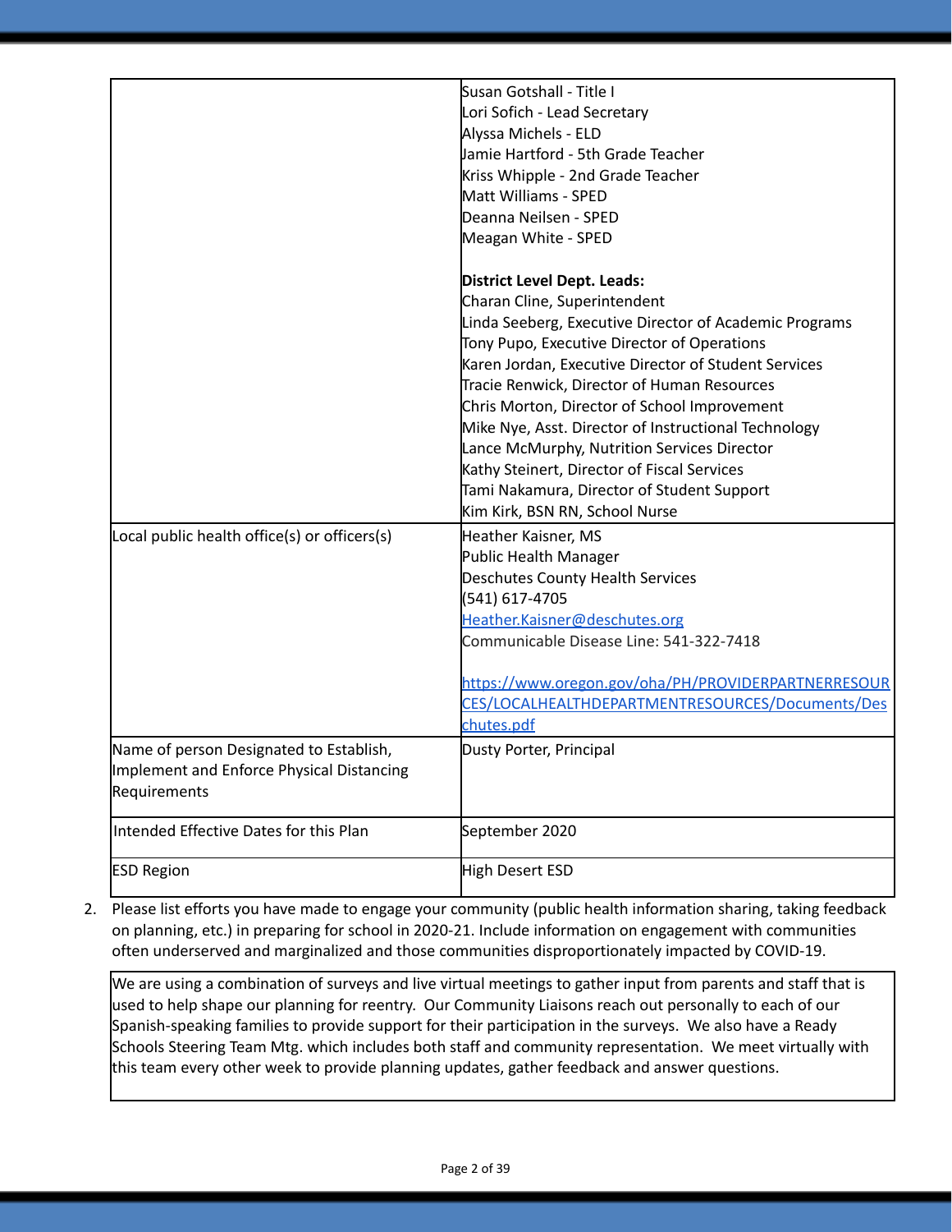| | |
|---|---|
| | Susan Gotshall - Title I<br>Lori Sofich - Lead Secretary<br>Alyssa Michels - ELD<br>Jamie Hartford - 5th Grade Teacher<br>Kriss Whipple - 2nd Grade Teacher<br>Matt Williams - SPED<br>Deanna Neilsen - SPED<br>Meagan White - SPED<br><br>**District Level Dept. Leads:**<br>Charan Cline, Superintendent<br>Linda Seeberg, Executive Director of Academic Programs<br>Tony Pupo, Executive Director of Operations<br>Karen Jordan, Executive Director of Student Services<br>Tracie Renwick, Director of Human Resources<br>Chris Morton, Director of School Improvement<br>Mike Nye, Asst. Director of Instructional Technology<br>Lance McMurphy, Nutrition Services Director<br>Kathy Steinert, Director of Fiscal Services<br>Tami Nakamura, Director of Student Support<br>Kim Kirk, BSN RN, School Nurse |
| Local public health office(s) or officers(s) | Heather Kaisner, MS<br>Public Health Manager<br>Deschutes County Health Services<br>(541) 617-4705<br>Heather.Kaisner@deschutes.org<br>Communicable Disease Line: 541-322-7418<br><br>https://www.oregon.gov/oha/PH/PROVIDERPARTNERRESOURCES/LOCALHEALTHDEPARTMENTRESOURCES/Documents/Deschutes.pdf |
| Name of person Designated to Establish, Implement and Enforce Physical Distancing Requirements | Dusty Porter, Principal |
| Intended Effective Dates for this Plan | September 2020 |
| ESD Region | High Desert ESD |

2. Please list efforts you have made to engage your community (public health information sharing, taking feedback on planning, etc.) in preparing for school in 2020-21. Include information on engagement with communities often underserved and marginalized and those communities disproportionately impacted by COVID-19.

| |
|---|
| We are using a combination of surveys and live virtual meetings to gather input from parents and staff that is used to help shape our planning for reentry. Our Community Liaisons reach out personally to each of our Spanish-speaking families to provide support for their participation in the surveys. We also have a Ready Schools Steering Team Mtg. which includes both staff and community representation. We meet virtually with this team every other week to provide planning updates, gather feedback and answer questions. |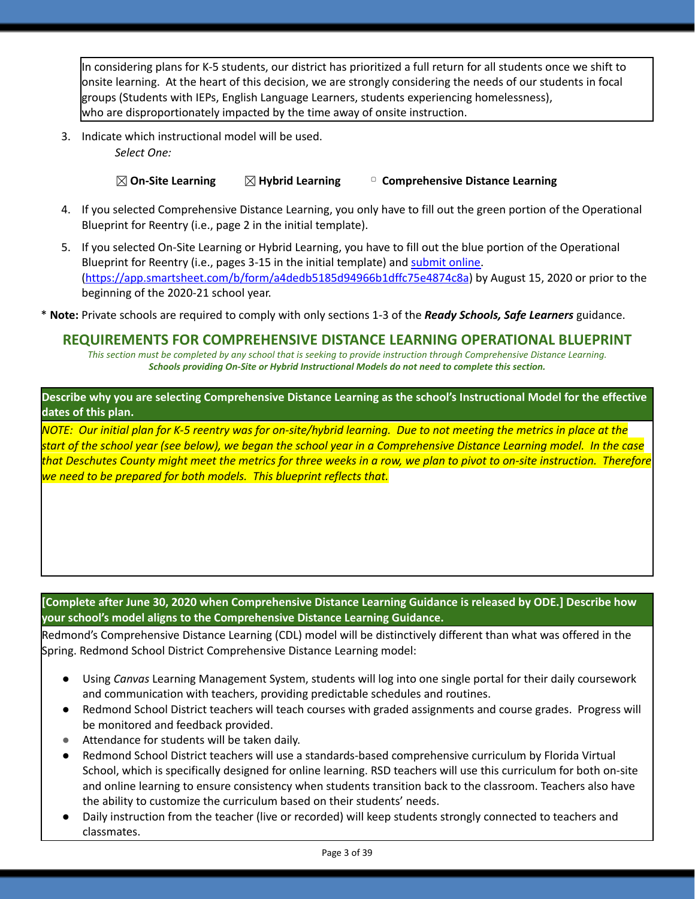In considering plans for K-5 students, our district has prioritized a full return for all students once we shift to onsite learning. At the heart of this decision, we are strongly considering the needs of our students in focal groups (Students with IEPs, English Language Learners, students experiencing homelessness), who are disproportionately impacted by the time away of onsite instruction.

3. Indicate which instructional model will be used.
   *Select One:*

   ☒ **On-Site Learning** ☒ **Hybrid Learning** ▢ **Comprehensive Distance Learning**

4. If you selected Comprehensive Distance Learning, you only have to fill out the green portion of the Operational Blueprint for Reentry (i.e., page 2 in the initial template).
5. If you selected On-Site Learning or Hybrid Learning, you have to fill out the blue portion of the Operational Blueprint for Reentry (i.e., pages 3-15 in the initial template) and submit online. (https://app.smartsheet.com/b/form/a4dedb5185d94966b1dffc75e4874c8a) by August 15, 2020 or prior to the beginning of the 2020-21 school year.

\* **Note:** Private schools are required to comply with only sections 1-3 of the ***Ready Schools, Safe Learners*** guidance.

## REQUIREMENTS FOR COMPREHENSIVE DISTANCE LEARNING OPERATIONAL BLUEPRINT

*This section must be completed by any school that is seeking to provide instruction through Comprehensive Distance Learning.*
***Schools providing On-Site or Hybrid Instructional Models do not need to complete this section.***

**Describe why you are selecting Comprehensive Distance Learning as the school's Instructional Model for the effective dates of this plan.**

*NOTE: Our initial plan for K-5 reentry was for on-site/hybrid learning. Due to not meeting the metrics in place at the start of the school year (see below), we began the school year in a Comprehensive Distance Learning model. In the case that Deschutes County might meet the metrics for three weeks in a row, we plan to pivot to on-site instruction. Therefore we need to be prepared for both models. This blueprint reflects that.*

**[Complete after June 30, 2020 when Comprehensive Distance Learning Guidance is released by ODE.] Describe how your school's model aligns to the Comprehensive Distance Learning Guidance.**

Redmond's Comprehensive Distance Learning (CDL) model will be distinctively different than what was offered in the Spring. Redmond School District Comprehensive Distance Learning model:

- Using *Canvas* Learning Management System, students will log into one single portal for their daily coursework and communication with teachers, providing predictable schedules and routines.
- Redmond School District teachers will teach courses with graded assignments and course grades. Progress will be monitored and feedback provided.
- Attendance for students will be taken daily.
- Redmond School District teachers will use a standards-based comprehensive curriculum by Florida Virtual School, which is specifically designed for online learning. RSD teachers will use this curriculum for both on-site and online learning to ensure consistency when students transition back to the classroom. Teachers also have the ability to customize the curriculum based on their students' needs.
- Daily instruction from the teacher (live or recorded) will keep students strongly connected to teachers and classmates.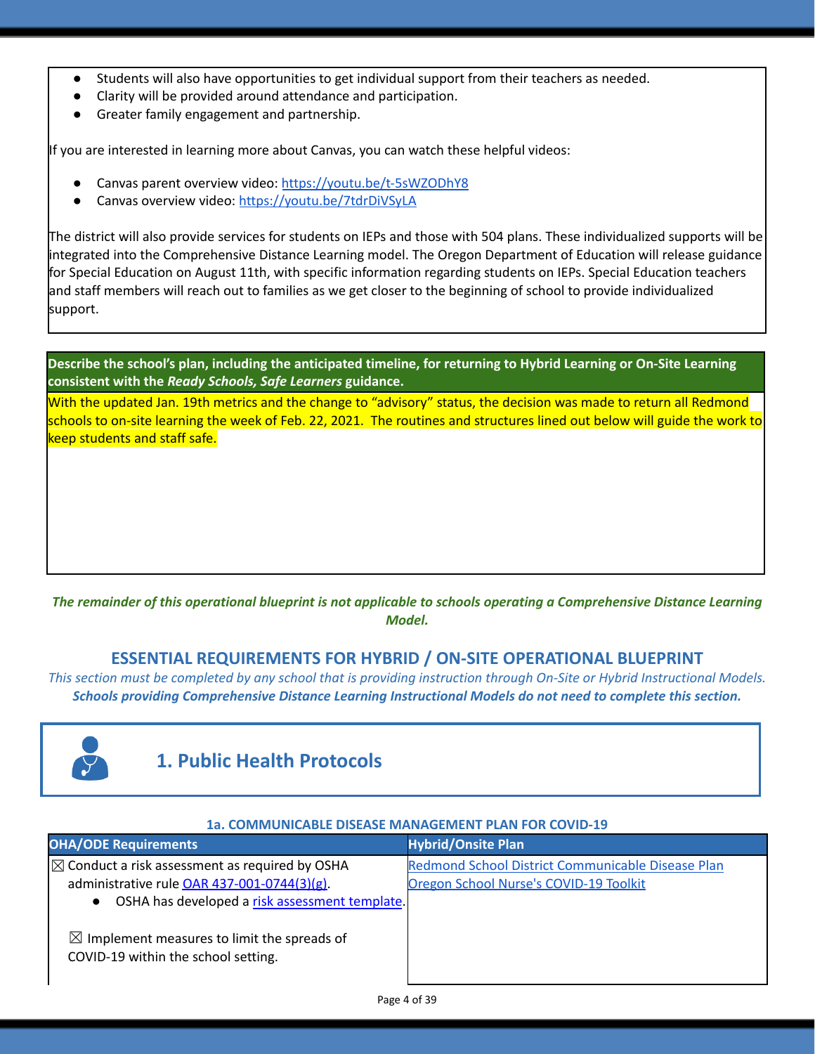- Students will also have opportunities to get individual support from their teachers as needed.
- Clarity will be provided around attendance and participation.
- Greater family engagement and partnership.

If you are interested in learning more about Canvas, you can watch these helpful videos:

- Canvas parent overview video: https://youtu.be/t-5sWZODhY8
- Canvas overview video: https://youtu.be/7tdrDiVSyLA

The district will also provide services for students on IEPs and those with 504 plans. These individualized supports will be integrated into the Comprehensive Distance Learning model. The Oregon Department of Education will release guidance for Special Education on August 11th, with specific information regarding students on IEPs. Special Education teachers and staff members will reach out to families as we get closer to the beginning of school to provide individualized support.

**Describe the school's plan, including the anticipated timeline, for returning to Hybrid Learning or On-Site Learning consistent with the *Ready Schools, Safe Learners* guidance.**

With the updated Jan. 19th metrics and the change to "advisory" status, the decision was made to return all Redmond schools to on-site learning the week of Feb. 22, 2021. The routines and structures lined out below will guide the work to keep students and staff safe.

***The remainder of this operational blueprint is not applicable to schools operating a Comprehensive Distance Learning Model.***

## ESSENTIAL REQUIREMENTS FOR HYBRID / ON-SITE OPERATIONAL BLUEPRINT

*This section must be completed by any school that is providing instruction through On-Site or Hybrid Instructional Models.* ***Schools providing Comprehensive Distance Learning Instructional Models do not need to complete this section.***

## 1. Public Health Protocols

### 1a. COMMUNICABLE DISEASE MANAGEMENT PLAN FOR COVID-19

| OHA/ODE Requirements | Hybrid/Onsite Plan |
|---|---|
| ☒ Conduct a risk assessment as required by OSHA administrative rule OAR 437-001-0744(3)(g).<br>• OSHA has developed a risk assessment template.<br><br>☒ Implement measures to limit the spreads of COVID-19 within the school setting. | Redmond School District Communicable Disease Plan<br>Oregon School Nurse's COVID-19 Toolkit |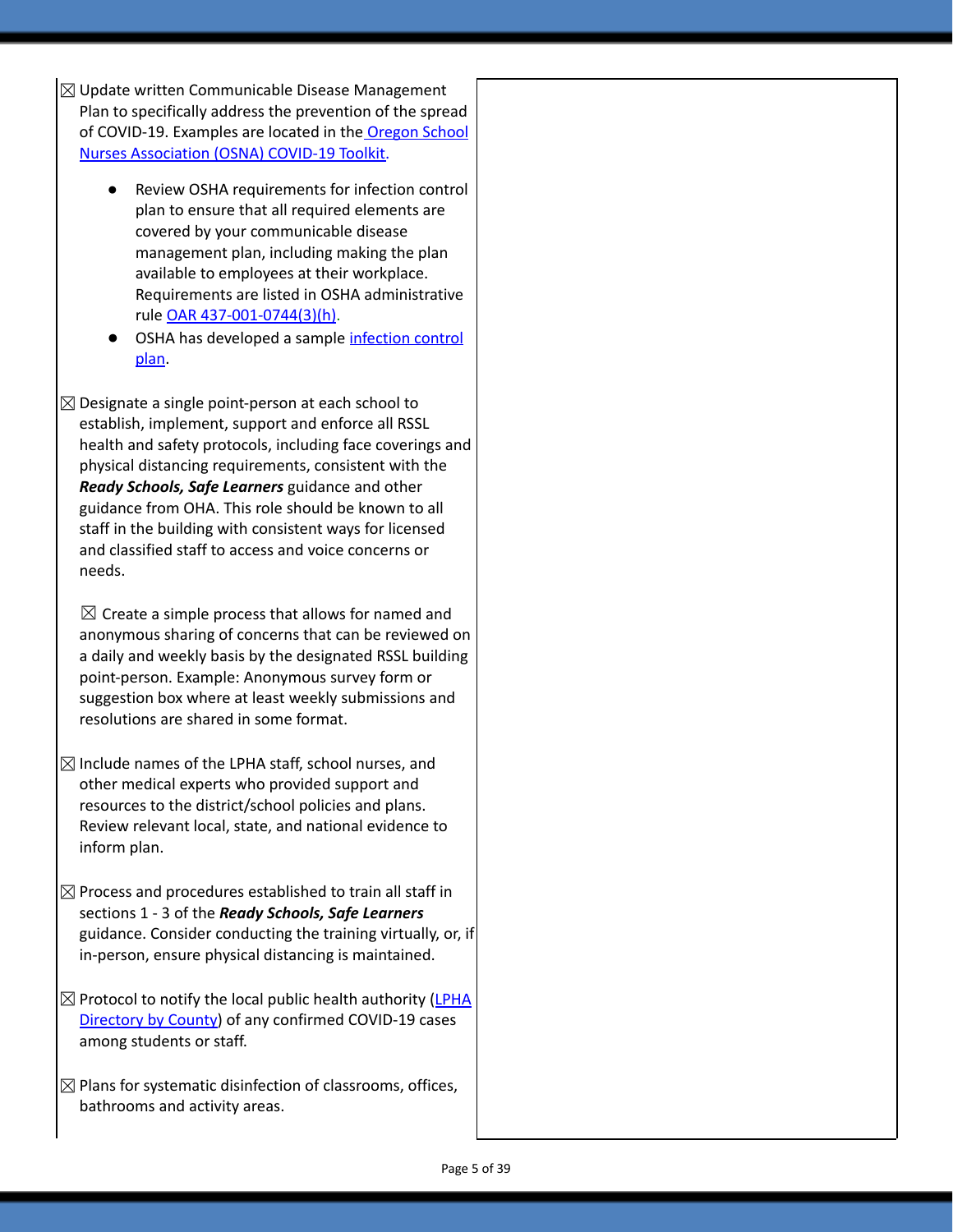| | |
|---|---|
| ☒ Update written Communicable Disease Management Plan to specifically address the prevention of the spread of COVID-19. Examples are located in the Oregon School Nurses Association (OSNA) COVID-19 Toolkit.<br><br>• Review OSHA requirements for infection control plan to ensure that all required elements are covered by your communicable disease management plan, including making the plan available to employees at their workplace. Requirements are listed in OSHA administrative rule OAR 437-001-0744(3)(h).<br>• OSHA has developed a sample infection control plan.<br><br>☒ Designate a single point-person at each school to establish, implement, support and enforce all RSSL health and safety protocols, including face coverings and physical distancing requirements, consistent with the ***Ready Schools, Safe Learners*** guidance and other guidance from OHA. This role should be known to all staff in the building with consistent ways for licensed and classified staff to access and voice concerns or needs.<br><br>☒ Create a simple process that allows for named and anonymous sharing of concerns that can be reviewed on a daily and weekly basis by the designated RSSL building point-person. Example: Anonymous survey form or suggestion box where at least weekly submissions and resolutions are shared in some format.<br><br>☒ Include names of the LPHA staff, school nurses, and other medical experts who provided support and resources to the district/school policies and plans. Review relevant local, state, and national evidence to inform plan.<br><br>☒ Process and procedures established to train all staff in sections 1 - 3 of the ***Ready Schools, Safe Learners*** guidance. Consider conducting the training virtually, or, if in-person, ensure physical distancing is maintained.<br><br>☒ Protocol to notify the local public health authority (LPHA Directory by County) of any confirmed COVID-19 cases among students or staff.<br><br>☒ Plans for systematic disinfection of classrooms, offices, bathrooms and activity areas. | |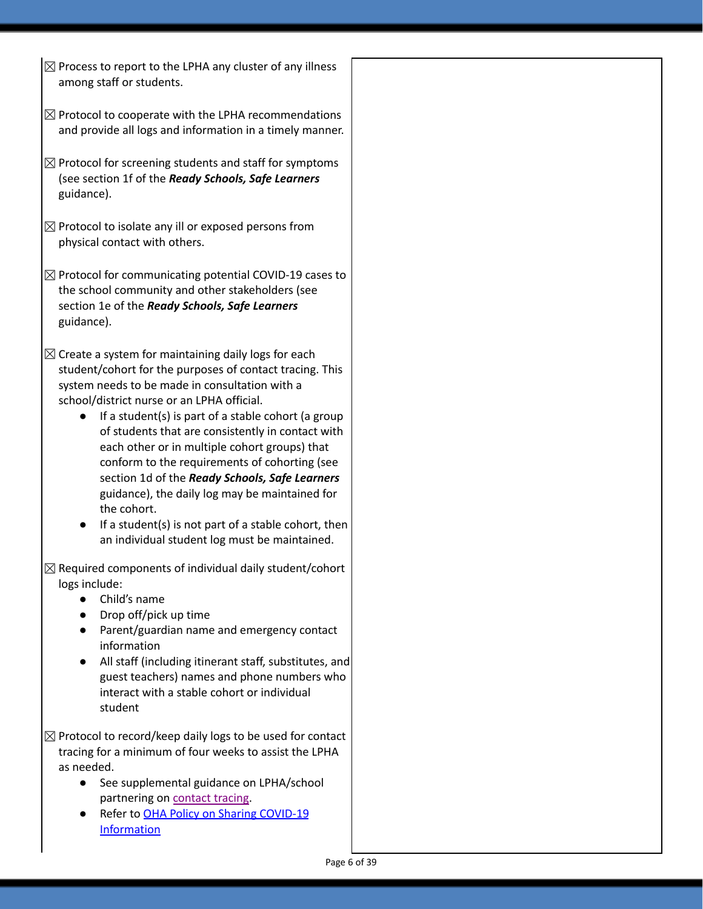| | |
|---|---|
| ☒ Process to report to the LPHA any cluster of any illness among staff or students.<br><br>☒ Protocol to cooperate with the LPHA recommendations and provide all logs and information in a timely manner.<br><br>☒ Protocol for screening students and staff for symptoms (see section 1f of the ***Ready Schools, Safe Learners*** guidance).<br><br>☒ Protocol to isolate any ill or exposed persons from physical contact with others.<br><br>☒ Protocol for communicating potential COVID-19 cases to the school community and other stakeholders (see section 1e of the ***Ready Schools, Safe Learners*** guidance).<br><br>☒ Create a system for maintaining daily logs for each student/cohort for the purposes of contact tracing. This system needs to be made in consultation with a school/district nurse or an LPHA official.<br>• If a student(s) is part of a stable cohort (a group of students that are consistently in contact with each other or in multiple cohort groups) that conform to the requirements of cohorting (see section 1d of the ***Ready Schools, Safe Learners*** guidance), the daily log may be maintained for the cohort.<br>• If a student(s) is not part of a stable cohort, then an individual student log must be maintained.<br><br>☒ Required components of individual daily student/cohort logs include:<br>• Child's name<br>• Drop off/pick up time<br>• Parent/guardian name and emergency contact information<br>• All staff (including itinerant staff, substitutes, and guest teachers) names and phone numbers who interact with a stable cohort or individual student<br><br>☒ Protocol to record/keep daily logs to be used for contact tracing for a minimum of four weeks to assist the LPHA as needed.<br>• See supplemental guidance on LPHA/school partnering on contact tracing.<br>• Refer to OHA Policy on Sharing COVID-19 Information | |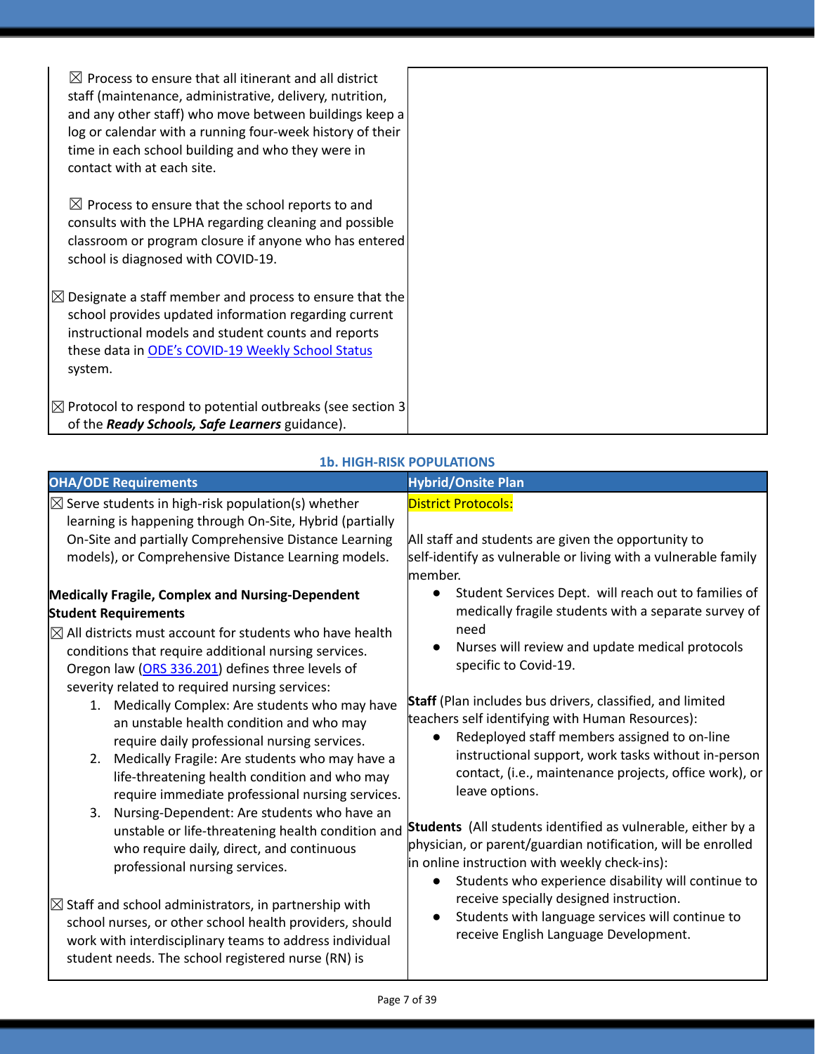| | |
|---|---|
| ☒ Process to ensure that all itinerant and all district staff (maintenance, administrative, delivery, nutrition, and any other staff) who move between buildings keep a log or calendar with a running four-week history of their time in each school building and who they were in contact with at each site.<br><br>☒ Process to ensure that the school reports to and consults with the LPHA regarding cleaning and possible classroom or program closure if anyone who has entered school is diagnosed with COVID-19.<br><br>☒ Designate a staff member and process to ensure that the school provides updated information regarding current instructional models and student counts and reports these data in [ODE's COVID-19 Weekly School Status]() system.<br><br>☒ Protocol to respond to potential outbreaks (see section 3 of the ***Ready Schools, Safe Learners*** guidance). | |

### 1b. HIGH-RISK POPULATIONS

| OHA/ODE Requirements | Hybrid/Onsite Plan |
|---|---|
| ☒ Serve students in high-risk population(s) whether learning is happening through On-Site, Hybrid (partially On-Site and partially Comprehensive Distance Learning models), or Comprehensive Distance Learning models.<br><br>**Medically Fragile, Complex and Nursing-Dependent Student Requirements**<br>☒ All districts must account for students who have health conditions that require additional nursing services. Oregon law ([ORS 336.201]()) defines three levels of severity related to required nursing services:<br>1. Medically Complex: Are students who may have an unstable health condition and who may require daily professional nursing services.<br>2. Medically Fragile: Are students who may have a life-threatening health condition and who may require immediate professional nursing services.<br>3. Nursing-Dependent: Are students who have an unstable or life-threatening health condition and who require daily, direct, and continuous professional nursing services.<br><br>☒ Staff and school administrators, in partnership with school nurses, or other school health providers, should work with interdisciplinary teams to address individual student needs. The school registered nurse (RN) is | District Protocols:<br><br>All staff and students are given the opportunity to self-identify as vulnerable or living with a vulnerable family member.<br>• Student Services Dept. will reach out to families of medically fragile students with a separate survey of need<br>• Nurses will review and update medical protocols specific to Covid-19.<br><br>**Staff** (Plan includes bus drivers, classified, and limited teachers self identifying with Human Resources):<br>• Redeployed staff members assigned to on-line instructional support, work tasks without in-person contact, (i.e., maintenance projects, office work), or leave options.<br><br>**Students** (All students identified as vulnerable, either by a physician, or parent/guardian notification, will be enrolled in online instruction with weekly check-ins):<br>• Students who experience disability will continue to receive specially designed instruction.<br>• Students with language services will continue to receive English Language Development. |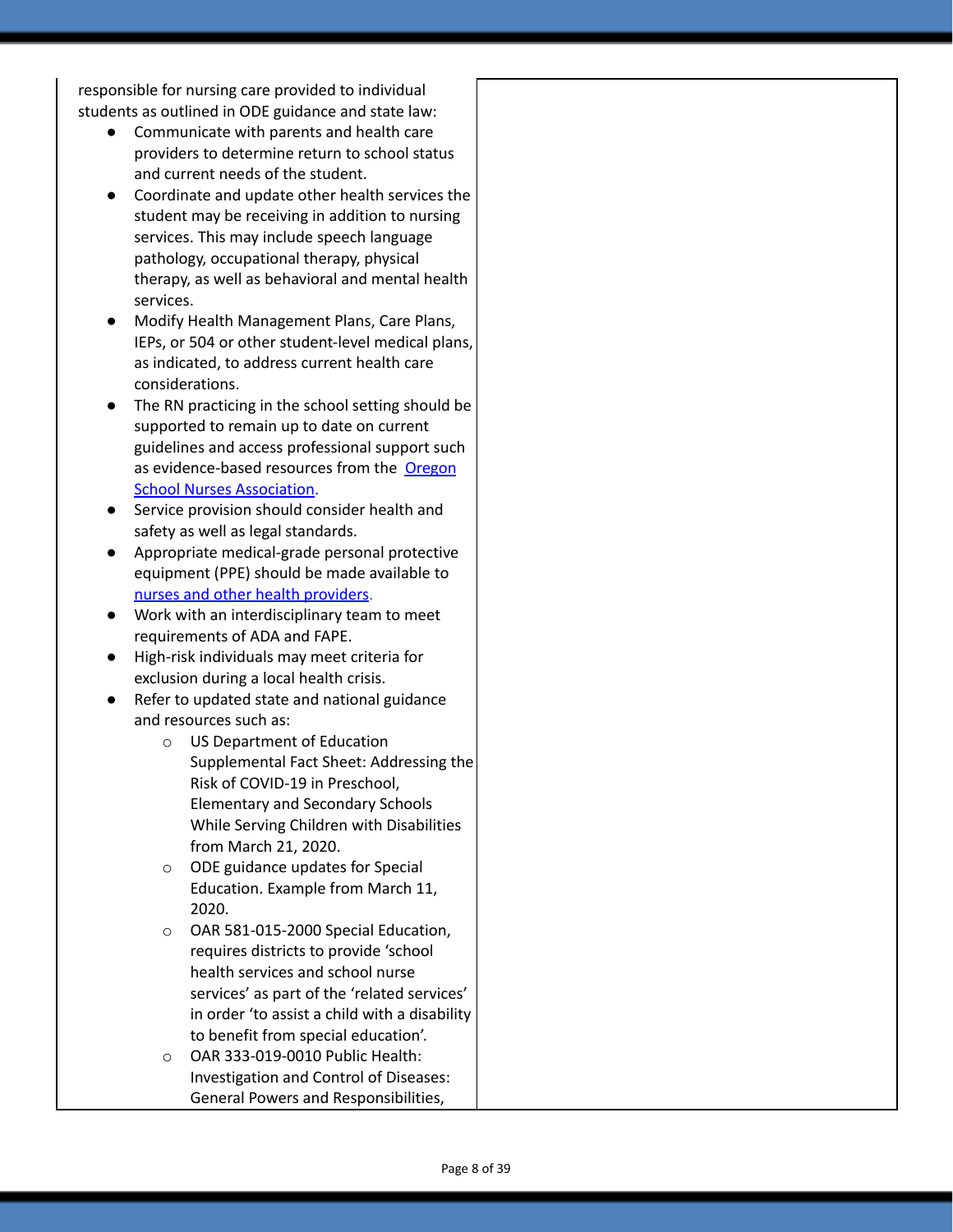| | |
|---|---|
| responsible for nursing care provided to individual students as outlined in ODE guidance and state law:<br>• Communicate with parents and health care providers to determine return to school status and current needs of the student.<br>• Coordinate and update other health services the student may be receiving in addition to nursing services. This may include speech language pathology, occupational therapy, physical therapy, as well as behavioral and mental health services.<br>• Modify Health Management Plans, Care Plans, IEPs, or 504 or other student-level medical plans, as indicated, to address current health care considerations.<br>• The RN practicing in the school setting should be supported to remain up to date on current guidelines and access professional support such as evidence-based resources from the Oregon School Nurses Association.<br>• Service provision should consider health and safety as well as legal standards.<br>• Appropriate medical-grade personal protective equipment (PPE) should be made available to nurses and other health providers.<br>• Work with an interdisciplinary team to meet requirements of ADA and FAPE.<br>• High-risk individuals may meet criteria for exclusion during a local health crisis.<br>• Refer to updated state and national guidance and resources such as:<br>&nbsp;&nbsp;&nbsp;&nbsp;○ US Department of Education Supplemental Fact Sheet: Addressing the Risk of COVID-19 in Preschool, Elementary and Secondary Schools While Serving Children with Disabilities from March 21, 2020.<br>&nbsp;&nbsp;&nbsp;&nbsp;○ ODE guidance updates for Special Education. Example from March 11, 2020.<br>&nbsp;&nbsp;&nbsp;&nbsp;○ OAR 581-015-2000 Special Education, requires districts to provide 'school health services and school nurse services' as part of the 'related services' in order 'to assist a child with a disability to benefit from special education'.<br>&nbsp;&nbsp;&nbsp;&nbsp;○ OAR 333-019-0010 Public Health: Investigation and Control of Diseases: General Powers and Responsibilities, | |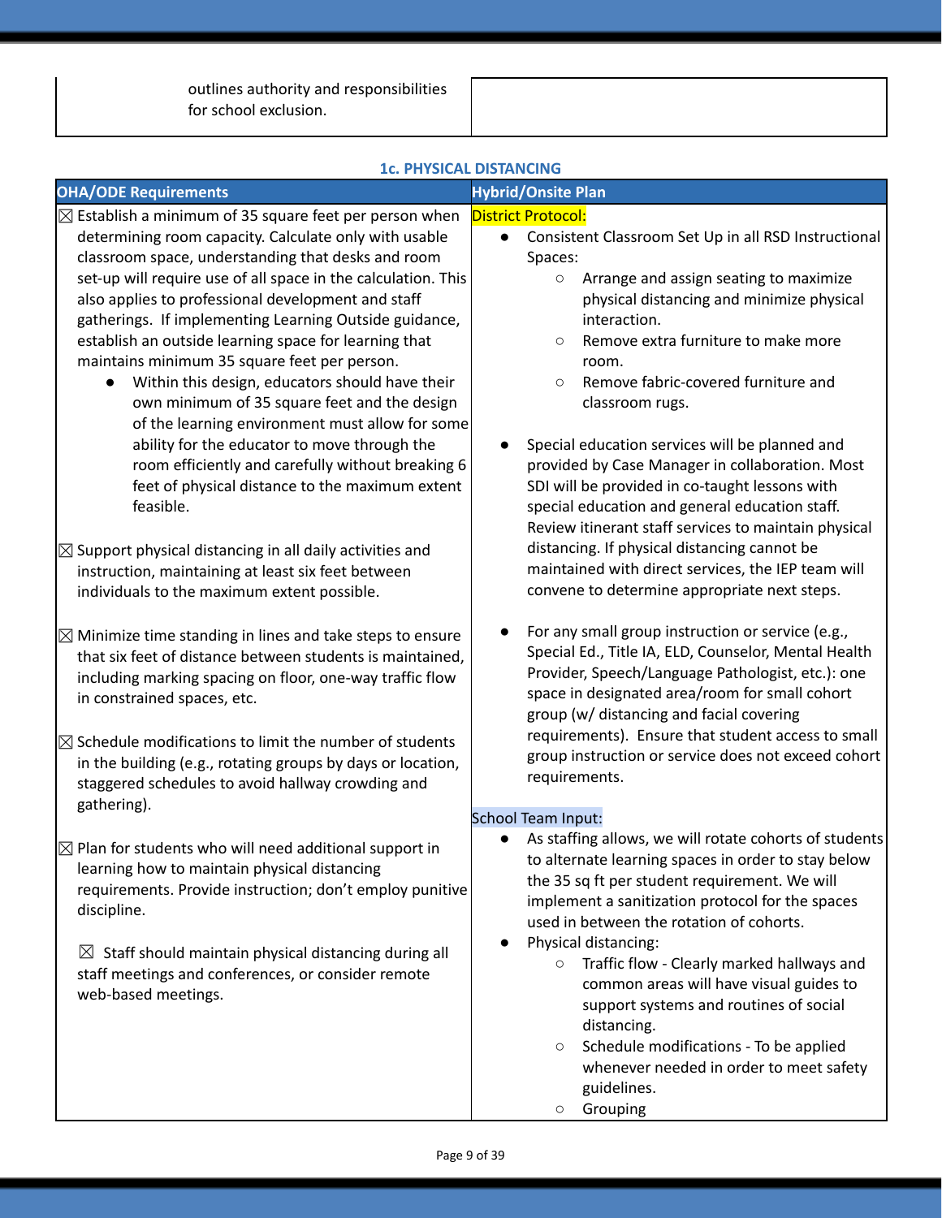| | |
|---|---|
| outlines authority and responsibilities for school exclusion. | |

### 1c. PHYSICAL DISTANCING

| OHA/ODE Requirements | Hybrid/Onsite Plan |
|---|---|
| ☒ Establish a minimum of 35 square feet per person when determining room capacity. Calculate only with usable classroom space, understanding that desks and room set-up will require use of all space in the calculation. This also applies to professional development and staff gatherings. If implementing Learning Outside guidance, establish an outside learning space for learning that maintains minimum 35 square feet per person.<br>• Within this design, educators should have their own minimum of 35 square feet and the design of the learning environment must allow for some ability for the educator to move through the room efficiently and carefully without breaking 6 feet of physical distance to the maximum extent feasible.<br><br>☒ Support physical distancing in all daily activities and instruction, maintaining at least six feet between individuals to the maximum extent possible.<br><br>☒ Minimize time standing in lines and take steps to ensure that six feet of distance between students is maintained, including marking spacing on floor, one-way traffic flow in constrained spaces, etc.<br><br>☒ Schedule modifications to limit the number of students in the building (e.g., rotating groups by days or location, staggered schedules to avoid hallway crowding and gathering).<br><br>☒ Plan for students who will need additional support in learning how to maintain physical distancing requirements. Provide instruction; don't employ punitive discipline.<br><br>☒ Staff should maintain physical distancing during all staff meetings and conferences, or consider remote web-based meetings. | District Protocol:<br>• Consistent Classroom Set Up in all RSD Instructional Spaces:<br>&nbsp;&nbsp;○ Arrange and assign seating to maximize physical distancing and minimize physical interaction.<br>&nbsp;&nbsp;○ Remove extra furniture to make more room.<br>&nbsp;&nbsp;○ Remove fabric-covered furniture and classroom rugs.<br><br>• Special education services will be planned and provided by Case Manager in collaboration. Most SDI will be provided in co-taught lessons with special education and general education staff. Review itinerant staff services to maintain physical distancing. If physical distancing cannot be maintained with direct services, the IEP team will convene to determine appropriate next steps.<br><br>• For any small group instruction or service (e.g., Special Ed., Title IA, ELD, Counselor, Mental Health Provider, Speech/Language Pathologist, etc.): one space in designated area/room for small cohort group (w/ distancing and facial covering requirements). Ensure that student access to small group instruction or service does not exceed cohort requirements.<br><br>School Team Input:<br>• As staffing allows, we will rotate cohorts of students to alternate learning spaces in order to stay below the 35 sq ft per student requirement. We will implement a sanitization protocol for the spaces used in between the rotation of cohorts.<br>• Physical distancing:<br>&nbsp;&nbsp;○ Traffic flow - Clearly marked hallways and common areas will have visual guides to support systems and routines of social distancing.<br>&nbsp;&nbsp;○ Schedule modifications - To be applied whenever needed in order to meet safety guidelines.<br>&nbsp;&nbsp;○ Grouping |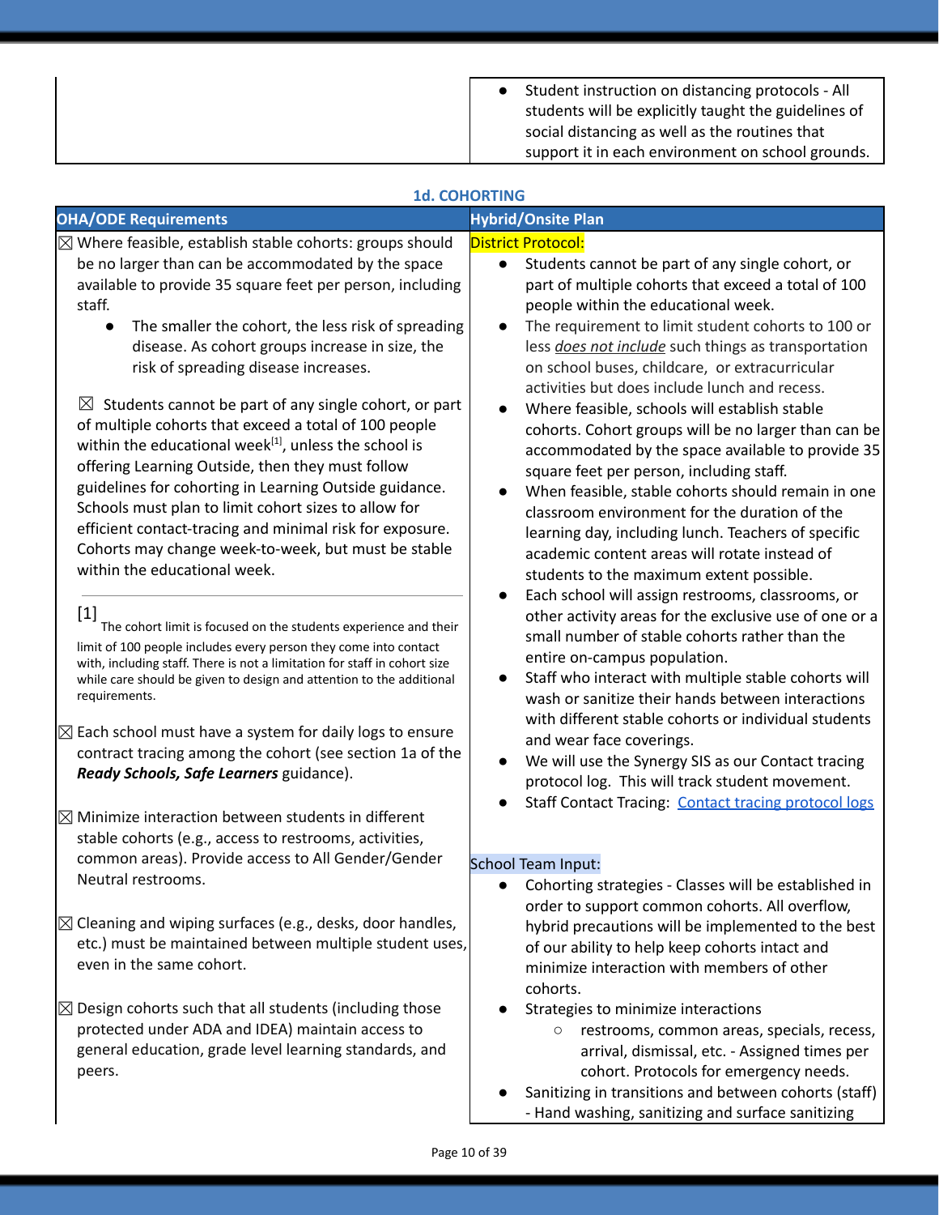| | |
|---|---|
| | • Student instruction on distancing protocols - All students will be explicitly taught the guidelines of social distancing as well as the routines that support it in each environment on school grounds. |

### 1d. COHORTING

| OHA/ODE Requirements | Hybrid/Onsite Plan |
|---|---|
| ☒ Where feasible, establish stable cohorts: groups should be no larger than can be accommodated by the space available to provide 35 square feet per person, including staff.<br>• The smaller the cohort, the less risk of spreading disease. As cohort groups increase in size, the risk of spreading disease increases.<br><br>☒ Students cannot be part of any single cohort, or part of multiple cohorts that exceed a total of 100 people within the educational week[1], unless the school is offering Learning Outside, then they must follow guidelines for cohorting in Learning Outside guidance. Schools must plan to limit cohort sizes to allow for efficient contact-tracing and minimal risk for exposure. Cohorts may change week-to-week, but must be stable within the educational week.<br><br>[1] The cohort limit is focused on the students experience and their limit of 100 people includes every person they come into contact with, including staff. There is not a limitation for staff in cohort size while care should be given to design and attention to the additional requirements.<br><br>☒ Each school must have a system for daily logs to ensure contract tracing among the cohort (see section 1a of the ***Ready Schools, Safe Learners*** guidance).<br><br>☒ Minimize interaction between students in different stable cohorts (e.g., access to restrooms, activities, common areas). Provide access to All Gender/Gender Neutral restrooms.<br><br>☒ Cleaning and wiping surfaces (e.g., desks, door handles, etc.) must be maintained between multiple student uses, even in the same cohort.<br><br>☒ Design cohorts such that all students (including those protected under ADA and IDEA) maintain access to general education, grade level learning standards, and peers. | District Protocol:<br>• Students cannot be part of any single cohort, or part of multiple cohorts that exceed a total of 100 people within the educational week.<br>• The requirement to limit student cohorts to 100 or less *does not include* such things as transportation on school buses, childcare, or extracurricular activities but does include lunch and recess.<br>• Where feasible, schools will establish stable cohorts. Cohort groups will be no larger than can be accommodated by the space available to provide 35 square feet per person, including staff.<br>• When feasible, stable cohorts should remain in one classroom environment for the duration of the learning day, including lunch. Teachers of specific academic content areas will rotate instead of students to the maximum extent possible.<br>• Each school will assign restrooms, classrooms, or other activity areas for the exclusive use of one or a small number of stable cohorts rather than the entire on-campus population.<br>• Staff who interact with multiple stable cohorts will wash or sanitize their hands between interactions with different stable cohorts or individual students and wear face coverings.<br>• We will use the Synergy SIS as our Contact tracing protocol log. This will track student movement.<br>• Staff Contact Tracing: Contact tracing protocol logs<br><br>School Team Input:<br>• Cohorting strategies - Classes will be established in order to support common cohorts. All overflow, hybrid precautions will be implemented to the best of our ability to help keep cohorts intact and minimize interaction with members of other cohorts.<br>• Strategies to minimize interactions<br>◦ restrooms, common areas, specials, recess, arrival, dismissal, etc. - Assigned times per cohort. Protocols for emergency needs.<br>• Sanitizing in transitions and between cohorts (staff) - Hand washing, sanitizing and surface sanitizing |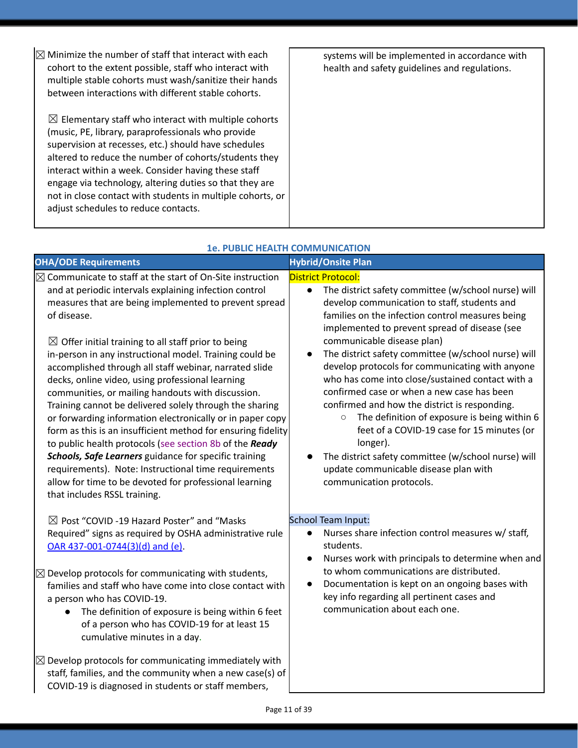| | |
|---|---|
| ☒ Minimize the number of staff that interact with each cohort to the extent possible, staff who interact with multiple stable cohorts must wash/sanitize their hands between interactions with different stable cohorts.<br><br>☒ Elementary staff who interact with multiple cohorts (music, PE, library, paraprofessionals who provide supervision at recesses, etc.) should have schedules altered to reduce the number of cohorts/students they interact within a week. Consider having these staff engage via technology, altering duties so that they are not in close contact with students in multiple cohorts, or adjust schedules to reduce contacts. | systems will be implemented in accordance with health and safety guidelines and regulations. |

**1e. PUBLIC HEALTH COMMUNICATION**

| OHA/ODE Requirements | Hybrid/Onsite Plan |
|---|---|
| ☒ Communicate to staff at the start of On-Site instruction and at periodic intervals explaining infection control measures that are being implemented to prevent spread of disease.<br><br>☒ Offer initial training to all staff prior to being in-person in any instructional model. Training could be accomplished through all staff webinar, narrated slide decks, online video, using professional learning communities, or mailing handouts with discussion. Training cannot be delivered solely through the sharing or forwarding information electronically or in paper copy form as this is an insufficient method for ensuring fidelity to public health protocols (see section 8b of the ***Ready Schools, Safe Learners*** guidance for specific training requirements). Note: Instructional time requirements allow for time to be devoted for professional learning that includes RSSL training.<br><br>☒ Post "COVID -19 Hazard Poster" and "Masks Required" signs as required by OSHA administrative rule OAR 437-001-0744(3)(d) and (e).<br><br>☒ Develop protocols for communicating with students, families and staff who have come into close contact with a person who has COVID-19.<br>• The definition of exposure is being within 6 feet of a person who has COVID-19 for at least 15 cumulative minutes in a day.<br><br>☒ Develop protocols for communicating immediately with staff, families, and the community when a new case(s) of COVID-19 is diagnosed in students or staff members, | District Protocol:<br>• The district safety committee (w/school nurse) will develop communication to staff, students and families on the infection control measures being implemented to prevent spread of disease (see communicable disease plan)<br>• The district safety committee (w/school nurse) will develop protocols for communicating with anyone who has come into close/sustained contact with a confirmed case or when a new case has been confirmed and how the district is responding.<br>　○ The definition of exposure is being within 6 feet of a COVID-19 case for 15 minutes (or longer).<br>• The district safety committee (w/school nurse) will update communicable disease plan with communication protocols.<br><br>School Team Input:<br>• Nurses share infection control measures w/ staff, students.<br>• Nurses work with principals to determine when and to whom communications are distributed.<br>• Documentation is kept on an ongoing bases with key info regarding all pertinent cases and communication about each one. |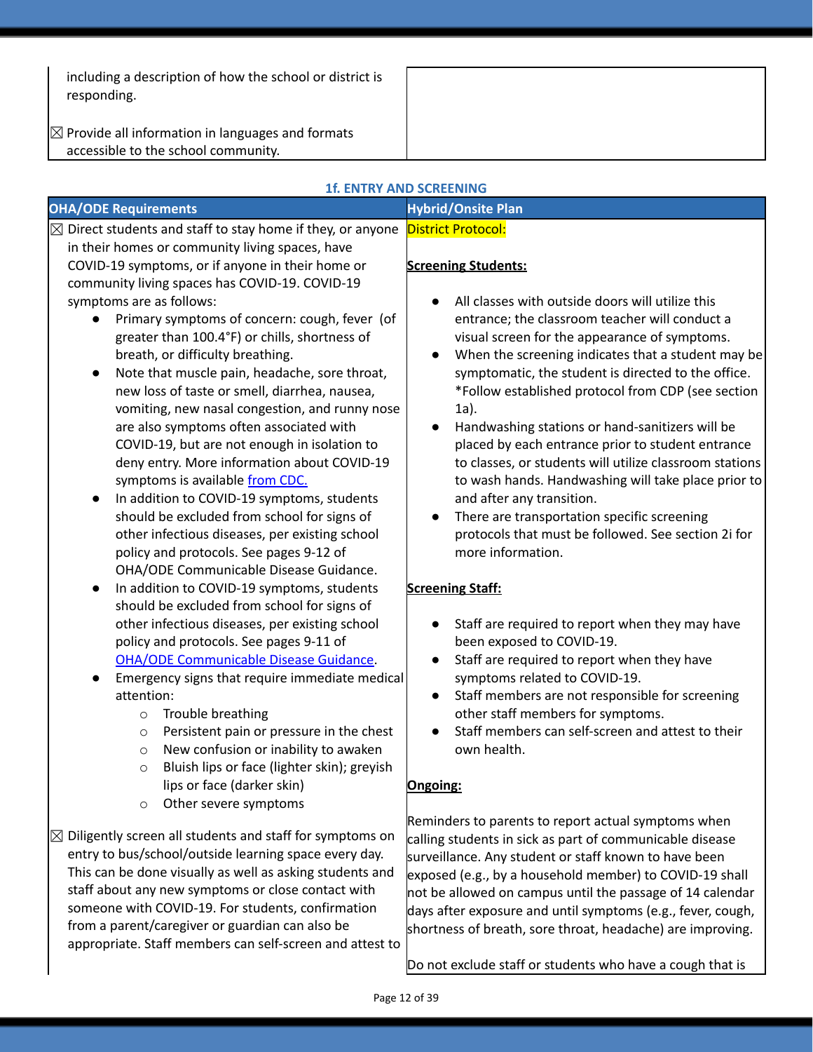| | |
|---|---|
| including a description of how the school or district is responding.<br><br>☒ Provide all information in languages and formats accessible to the school community. | |

**1f. ENTRY AND SCREENING**

| OHA/ODE Requirements | Hybrid/Onsite Plan |
|---|---|
| ☒ Direct students and staff to stay home if they, or anyone in their homes or community living spaces, have COVID-19 symptoms, or if anyone in their home or community living spaces has COVID-19. COVID-19 symptoms are as follows:<br>• Primary symptoms of concern: cough, fever (of greater than 100.4°F) or chills, shortness of breath, or difficulty breathing.<br>• Note that muscle pain, headache, sore throat, new loss of taste or smell, diarrhea, nausea, vomiting, new nasal congestion, and runny nose are also symptoms often associated with COVID-19, but are not enough in isolation to deny entry. More information about COVID-19 symptoms is available [from CDC.](https://www.cdc.gov/)<br>• In addition to COVID-19 symptoms, students should be excluded from school for signs of other infectious diseases, per existing school policy and protocols. See pages 9-12 of OHA/ODE Communicable Disease Guidance.<br>• In addition to COVID-19 symptoms, students should be excluded from school for signs of other infectious diseases, per existing school policy and protocols. See pages 9-11 of OHA/ODE Communicable Disease Guidance.<br>• Emergency signs that require immediate medical attention:<br>  ○ Trouble breathing<br>  ○ Persistent pain or pressure in the chest<br>  ○ New confusion or inability to awaken<br>  ○ Bluish lips or face (lighter skin); greyish lips or face (darker skin)<br>  ○ Other severe symptoms<br><br>☒ Diligently screen all students and staff for symptoms on entry to bus/school/outside learning space every day. This can be done visually as well as asking students and staff about any new symptoms or close contact with someone with COVID-19. For students, confirmation from a parent/caregiver or guardian can also be appropriate. Staff members can self-screen and attest to | District Protocol:<br><br>**Screening Students:**<br><br>• All classes with outside doors will utilize this entrance; the classroom teacher will conduct a visual screen for the appearance of symptoms.<br>• When the screening indicates that a student may be symptomatic, the student is directed to the office. *Follow established protocol from CDP (see section 1a).<br>• Handwashing stations or hand-sanitizers will be placed by each entrance prior to student entrance to classes, or students will utilize classroom stations to wash hands. Handwashing will take place prior to and after any transition.<br>• There are transportation specific screening protocols that must be followed. See section 2i for more information.<br><br>**Screening Staff:**<br><br>• Staff are required to report when they may have been exposed to COVID-19.<br>• Staff are required to report when they have symptoms related to COVID-19.<br>• Staff members are not responsible for screening other staff members for symptoms.<br>• Staff members can self-screen and attest to their own health.<br><br>**Ongoing:**<br><br>Reminders to parents to report actual symptoms when calling students in sick as part of communicable disease surveillance. Any student or staff known to have been exposed (e.g., by a household member) to COVID-19 shall not be allowed on campus until the passage of 14 calendar days after exposure and until symptoms (e.g., fever, cough, shortness of breath, sore throat, headache) are improving.<br><br>Do not exclude staff or students who have a cough that is |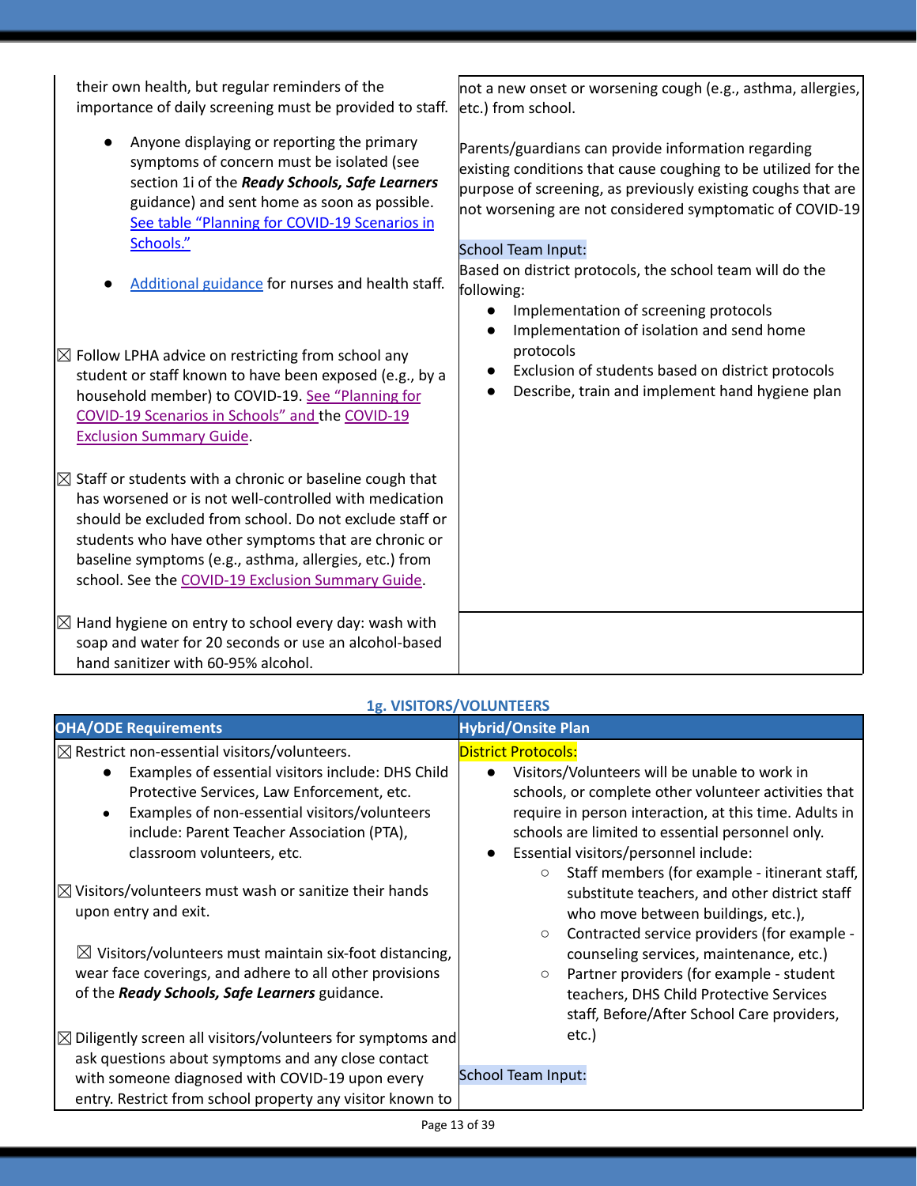| | |
|---|---|
| their own health, but regular reminders of the importance of daily screening must be provided to staff.<br>• Anyone displaying or reporting the primary symptoms of concern must be isolated (see section 1i of the ***Ready Schools, Safe Learners*** guidance) and sent home as soon as possible. See table "Planning for COVID-19 Scenarios in Schools."<br>• Additional guidance for nurses and health staff.<br><br>☒ Follow LPHA advice on restricting from school any student or staff known to have been exposed (e.g., by a household member) to COVID-19. See "Planning for COVID-19 Scenarios in Schools" and the COVID-19 Exclusion Summary Guide.<br><br>☒ Staff or students with a chronic or baseline cough that has worsened or is not well-controlled with medication should be excluded from school. Do not exclude staff or students who have other symptoms that are chronic or baseline symptoms (e.g., asthma, allergies, etc.) from school. See the COVID-19 Exclusion Summary Guide. | not a new onset or worsening cough (e.g., asthma, allergies, etc.) from school.<br><br>Parents/guardians can provide information regarding existing conditions that cause coughing to be utilized for the purpose of screening, as previously existing coughs that are not worsening are not considered symptomatic of COVID-19<br><br>School Team Input:<br>Based on district protocols, the school team will do the following:<br>• Implementation of screening protocols<br>• Implementation of isolation and send home protocols<br>• Exclusion of students based on district protocols<br>• Describe, train and implement hand hygiene plan |
| ☒ Hand hygiene on entry to school every day: wash with soap and water for 20 seconds or use an alcohol-based hand sanitizer with 60-95% alcohol. | |

### 1g. VISITORS/VOLUNTEERS

| OHA/ODE Requirements | Hybrid/Onsite Plan |
|---|---|
| ☒ Restrict non-essential visitors/volunteers.<br>• Examples of essential visitors include: DHS Child Protective Services, Law Enforcement, etc.<br>• Examples of non-essential visitors/volunteers include: Parent Teacher Association (PTA), classroom volunteers, etc.<br><br>☒ Visitors/volunteers must wash or sanitize their hands upon entry and exit.<br><br>☒ Visitors/volunteers must maintain six-foot distancing, wear face coverings, and adhere to all other provisions of the ***Ready Schools, Safe Learners*** guidance.<br><br>☒ Diligently screen all visitors/volunteers for symptoms and ask questions about symptoms and any close contact with someone diagnosed with COVID-19 upon every entry. Restrict from school property any visitor known to | District Protocols:<br>• Visitors/Volunteers will be unable to work in schools, or complete other volunteer activities that require in person interaction, at this time. Adults in schools are limited to essential personnel only.<br>• Essential visitors/personnel include:<br>  ○ Staff members (for example - itinerant staff, substitute teachers, and other district staff who move between buildings, etc.),<br>  ○ Contracted service providers (for example - counseling services, maintenance, etc.)<br>  ○ Partner providers (for example - student teachers, DHS Child Protective Services staff, Before/After School Care providers, etc.)<br><br>School Team Input: |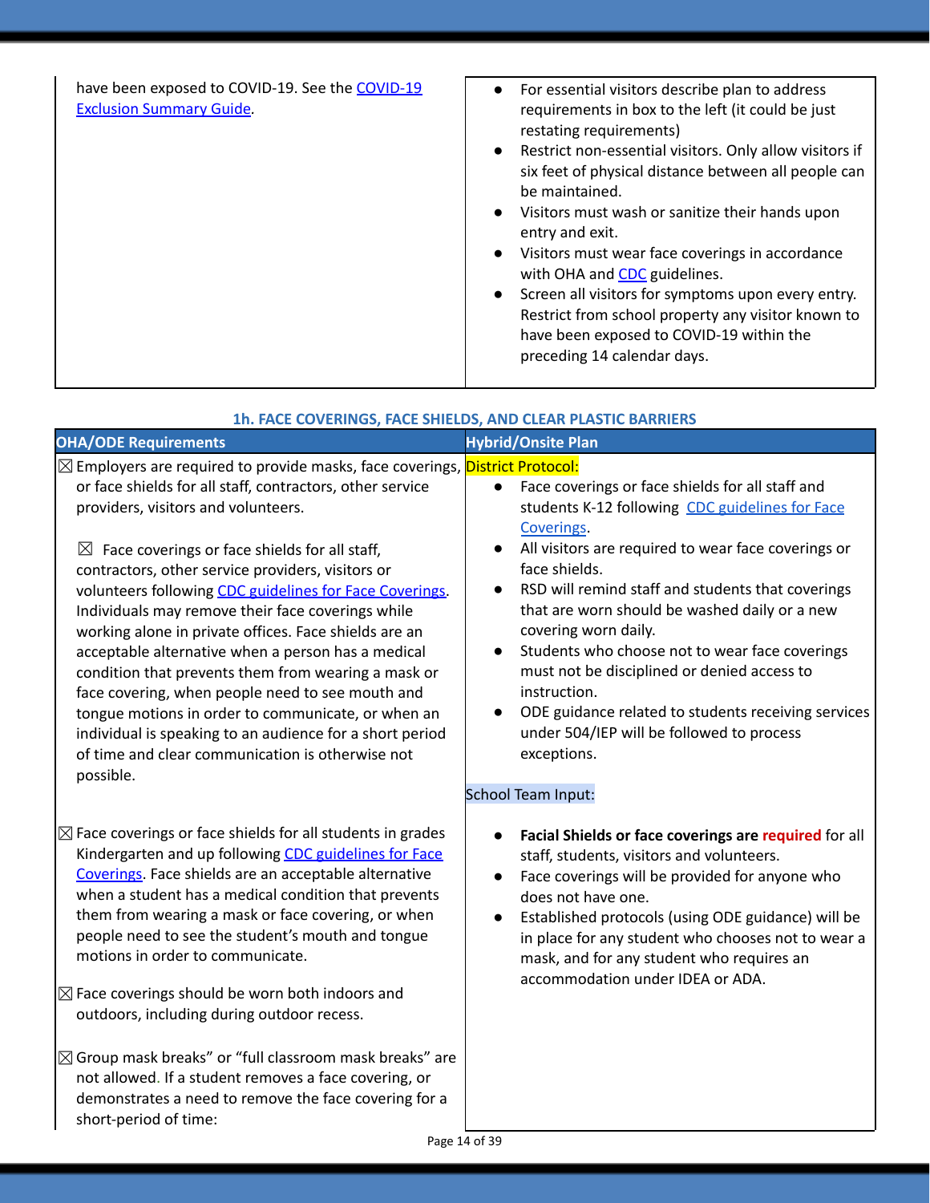| | |
|---|---|
| have been exposed to COVID-19. See the COVID-19 Exclusion Summary Guide. | • For essential visitors describe plan to address requirements in box to the left (it could be just restating requirements)<br>• Restrict non-essential visitors. Only allow visitors if six feet of physical distance between all people can be maintained.<br>• Visitors must wash or sanitize their hands upon entry and exit.<br>• Visitors must wear face coverings in accordance with OHA and CDC guidelines.<br>• Screen all visitors for symptoms upon every entry. Restrict from school property any visitor known to have been exposed to COVID-19 within the preceding 14 calendar days. |

### 1h. FACE COVERINGS, FACE SHIELDS, AND CLEAR PLASTIC BARRIERS

| OHA/ODE Requirements | Hybrid/Onsite Plan |
|---|---|
| ☒ Employers are required to provide masks, face coverings, or face shields for all staff, contractors, other service providers, visitors and volunteers.<br><br>☒ Face coverings or face shields for all staff, contractors, other service providers, visitors or volunteers following CDC guidelines for Face Coverings. Individuals may remove their face coverings while working alone in private offices. Face shields are an acceptable alternative when a person has a medical condition that prevents them from wearing a mask or face covering, when people need to see mouth and tongue motions in order to communicate, or when an individual is speaking to an audience for a short period of time and clear communication is otherwise not possible.<br><br>☒ Face coverings or face shields for all students in grades Kindergarten and up following CDC guidelines for Face Coverings. Face shields are an acceptable alternative when a student has a medical condition that prevents them from wearing a mask or face covering, or when people need to see the student's mouth and tongue motions in order to communicate.<br><br>☒ Face coverings should be worn both indoors and outdoors, including during outdoor recess.<br><br>☒ Group mask breaks" or "full classroom mask breaks" are not allowed. If a student removes a face covering, or demonstrates a need to remove the face covering for a short-period of time: | District Protocol:<br>• Face coverings or face shields for all staff and students K-12 following CDC guidelines for Face Coverings.<br>• All visitors are required to wear face coverings or face shields.<br>• RSD will remind staff and students that coverings that are worn should be washed daily or a new covering worn daily.<br>• Students who choose not to wear face coverings must not be disciplined or denied access to instruction.<br>• ODE guidance related to students receiving services under 504/IEP will be followed to process exceptions.<br><br>School Team Input:<br><br>• **Facial Shields or face coverings are required** for all staff, students, visitors and volunteers.<br>• Face coverings will be provided for anyone who does not have one.<br>• Established protocols (using ODE guidance) will be in place for any student who chooses not to wear a mask, and for any student who requires an accommodation under IDEA or ADA. |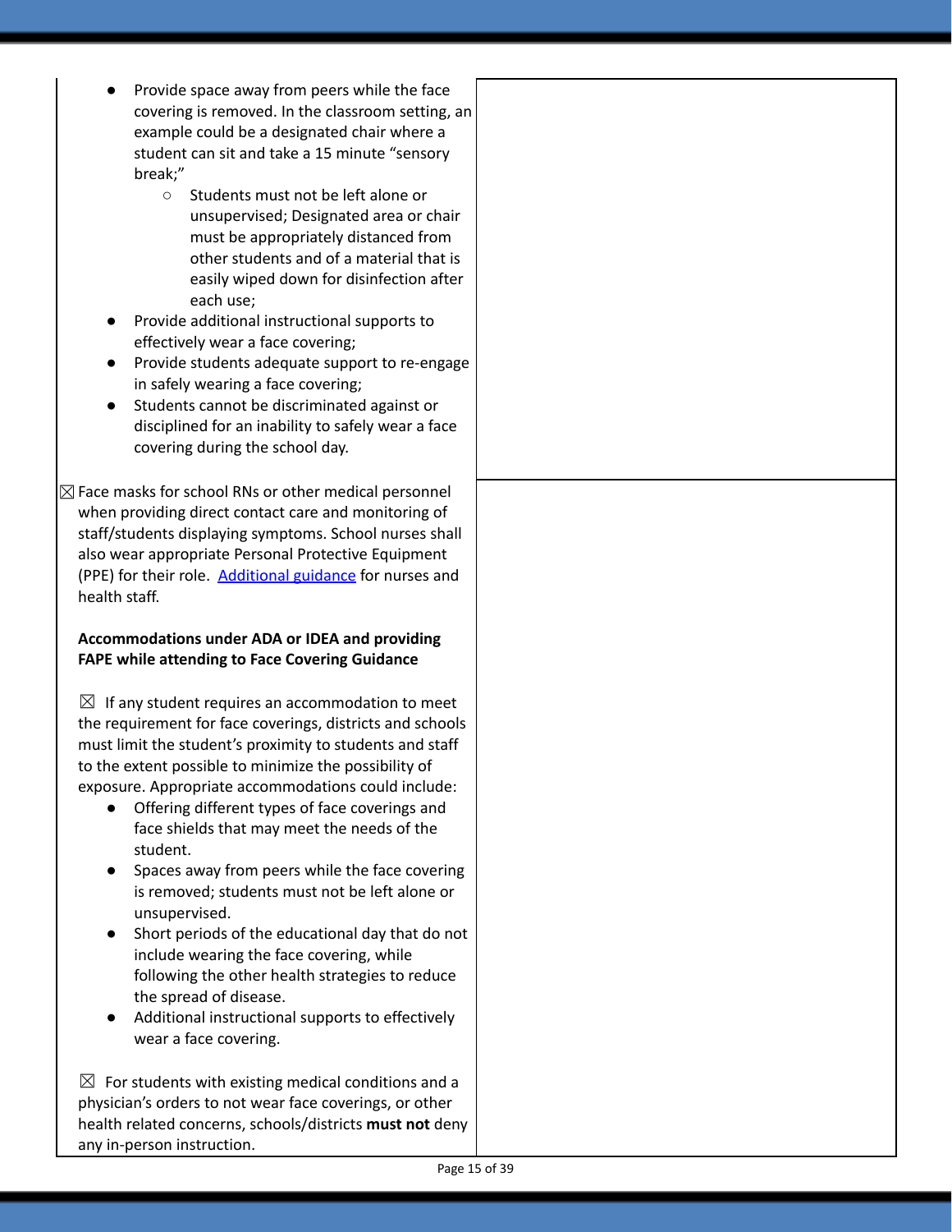| | |
|---|---|
| <ul><li>Provide space away from peers while the face covering is removed. In the classroom setting, an example could be a designated chair where a student can sit and take a 15 minute "sensory break;"<ul><li>Students must not be left alone or unsupervised; Designated area or chair must be appropriately distanced from other students and of a material that is easily wiped down for disinfection after each use;</li></ul></li><li>Provide additional instructional supports to effectively wear a face covering;</li><li>Provide students adequate support to re-engage in safely wearing a face covering;</li><li>Students cannot be discriminated against or disciplined for an inability to safely wear a face covering during the school day.</li></ul> | |
| ☒ Face masks for school RNs or other medical personnel when providing direct contact care and monitoring of staff/students displaying symptoms. School nurses shall also wear appropriate Personal Protective Equipment (PPE) for their role. Additional guidance for nurses and health staff.<br><br>**Accommodations under ADA or IDEA and providing FAPE while attending to Face Covering Guidance**<br><br>☒ If any student requires an accommodation to meet the requirement for face coverings, districts and schools must limit the student's proximity to students and staff to the extent possible to minimize the possibility of exposure. Appropriate accommodations could include:<ul><li>Offering different types of face coverings and face shields that may meet the needs of the student.</li><li>Spaces away from peers while the face covering is removed; students must not be left alone or unsupervised.</li><li>Short periods of the educational day that do not include wearing the face covering, while following the other health strategies to reduce the spread of disease.</li><li>Additional instructional supports to effectively wear a face covering.</li></ul>☒ For students with existing medical conditions and a physician's orders to not wear face coverings, or other health related concerns, schools/districts **must not** deny any in-person instruction. | |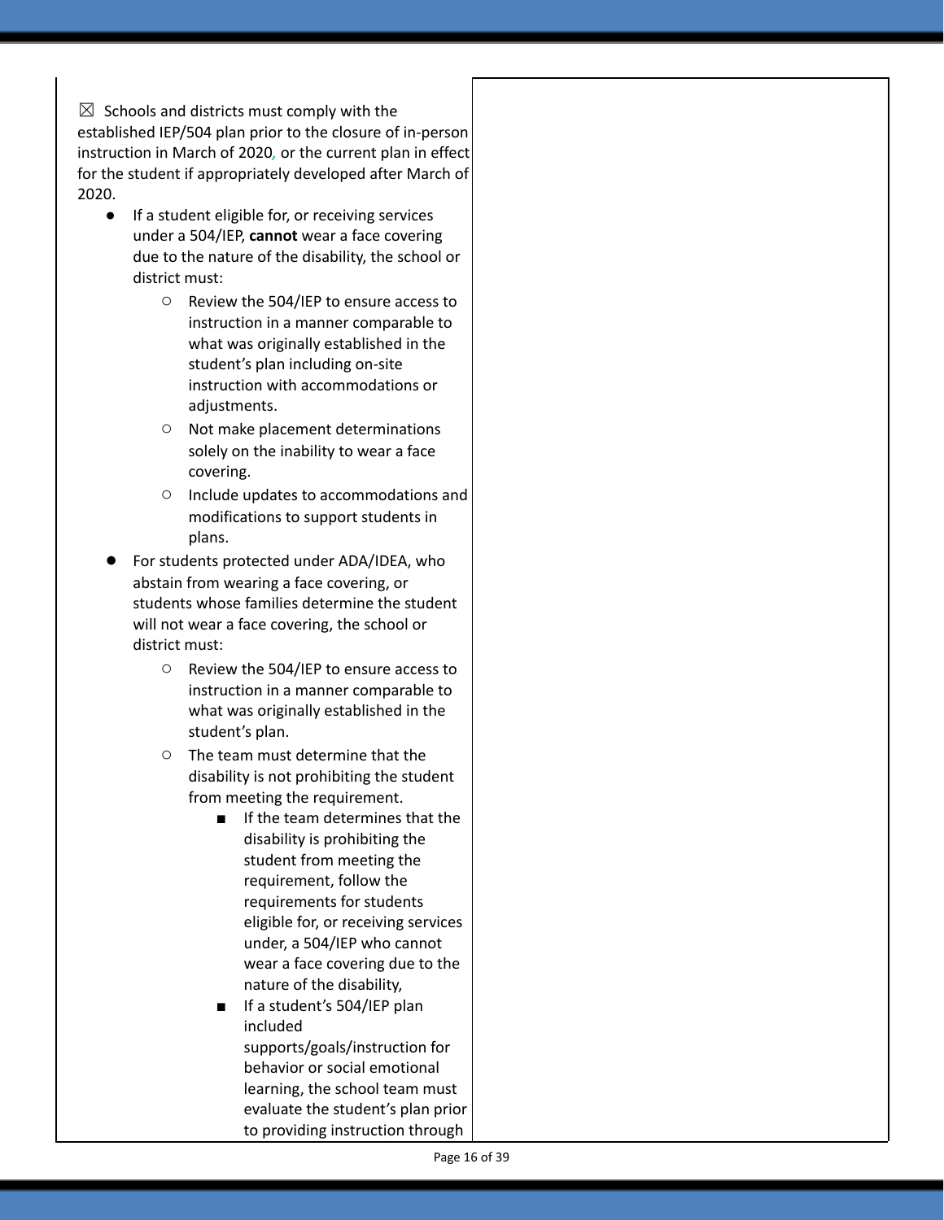☒ Schools and districts must comply with the established IEP/504 plan prior to the closure of in-person instruction in March of 2020, or the current plan in effect for the student if appropriately developed after March of 2020.

- If a student eligible for, or receiving services under a 504/IEP, **cannot** wear a face covering due to the nature of the disability, the school or district must:
    - Review the 504/IEP to ensure access to instruction in a manner comparable to what was originally established in the student's plan including on-site instruction with accommodations or adjustments.
    - Not make placement determinations solely on the inability to wear a face covering.
    - Include updates to accommodations and modifications to support students in plans.
- For students protected under ADA/IDEA, who abstain from wearing a face covering, or students whose families determine the student will not wear a face covering, the school or district must:
    - Review the 504/IEP to ensure access to instruction in a manner comparable to what was originally established in the student's plan.
    - The team must determine that the disability is not prohibiting the student from meeting the requirement.
        - If the team determines that the disability is prohibiting the student from meeting the requirement, follow the requirements for students eligible for, or receiving services under, a 504/IEP who cannot wear a face covering due to the nature of the disability,
        - If a student's 504/IEP plan included supports/goals/instruction for behavior or social emotional learning, the school team must evaluate the student's plan prior to providing instruction through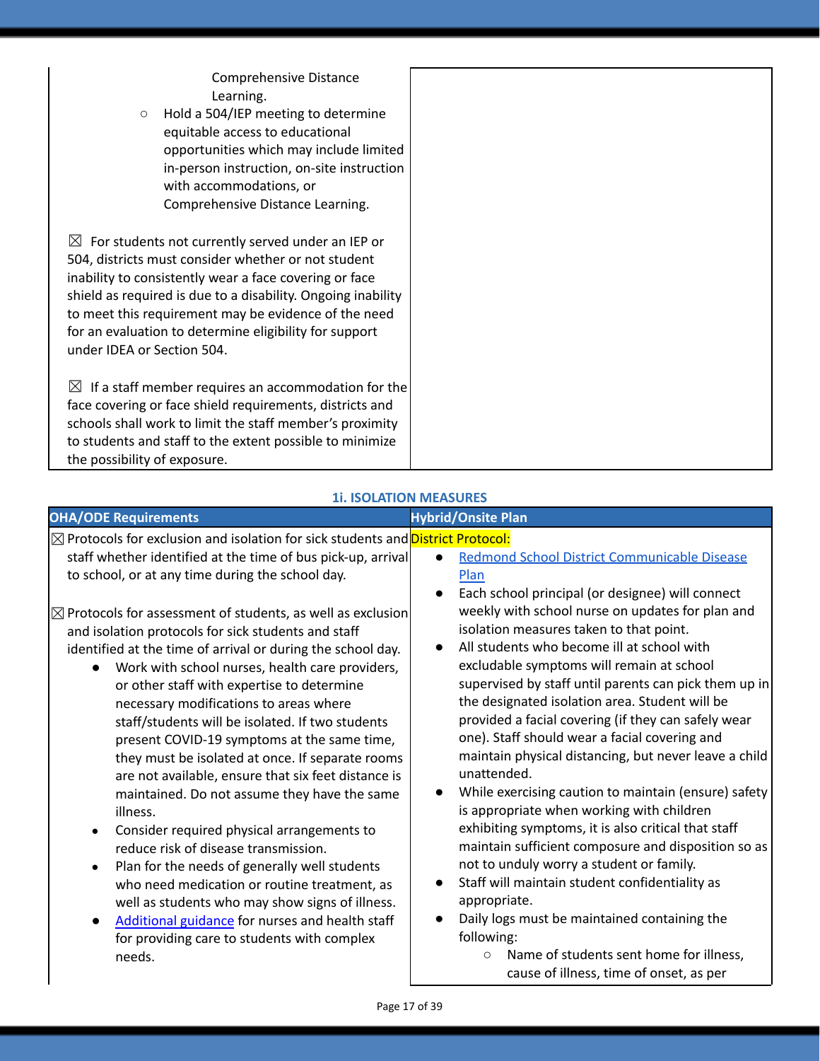| | |
|---|---|
| Comprehensive Distance Learning.<br>○ Hold a 504/IEP meeting to determine equitable access to educational opportunities which may include limited in-person instruction, on-site instruction with accommodations, or Comprehensive Distance Learning.<br><br>☒ For students not currently served under an IEP or 504, districts must consider whether or not student inability to consistently wear a face covering or face shield as required is due to a disability. Ongoing inability to meet this requirement may be evidence of the need for an evaluation to determine eligibility for support under IDEA or Section 504.<br><br>☒ If a staff member requires an accommodation for the face covering or face shield requirements, districts and schools shall work to limit the staff member's proximity to students and staff to the extent possible to minimize the possibility of exposure. | |

### 1i. ISOLATION MEASURES

| OHA/ODE Requirements | Hybrid/Onsite Plan |
|---|---|
| ☒ Protocols for exclusion and isolation for sick students and staff whether identified at the time of bus pick-up, arrival to school, or at any time during the school day.<br><br>☒ Protocols for assessment of students, as well as exclusion and isolation protocols for sick students and staff identified at the time of arrival or during the school day.<br>• Work with school nurses, health care providers, or other staff with expertise to determine necessary modifications to areas where staff/students will be isolated. If two students present COVID-19 symptoms at the same time, they must be isolated at once. If separate rooms are not available, ensure that six feet distance is maintained. Do not assume they have the same illness.<br>• Consider required physical arrangements to reduce risk of disease transmission.<br>• Plan for the needs of generally well students who need medication or routine treatment, as well as students who may show signs of illness.<br>• Additional guidance for nurses and health staff for providing care to students with complex needs. | District Protocol:<br>• Redmond School District Communicable Disease Plan<br>• Each school principal (or designee) will connect weekly with school nurse on updates for plan and isolation measures taken to that point.<br>• All students who become ill at school with excludable symptoms will remain at school supervised by staff until parents can pick them up in the designated isolation area. Student will be provided a facial covering (if they can safely wear one). Staff should wear a facial covering and maintain physical distancing, but never leave a child unattended.<br>• While exercising caution to maintain (ensure) safety is appropriate when working with children exhibiting symptoms, it is also critical that staff maintain sufficient composure and disposition so as not to unduly worry a student or family.<br>• Staff will maintain student confidentiality as appropriate.<br>• Daily logs must be maintained containing the following:<br>○ Name of students sent home for illness, cause of illness, time of onset, as per |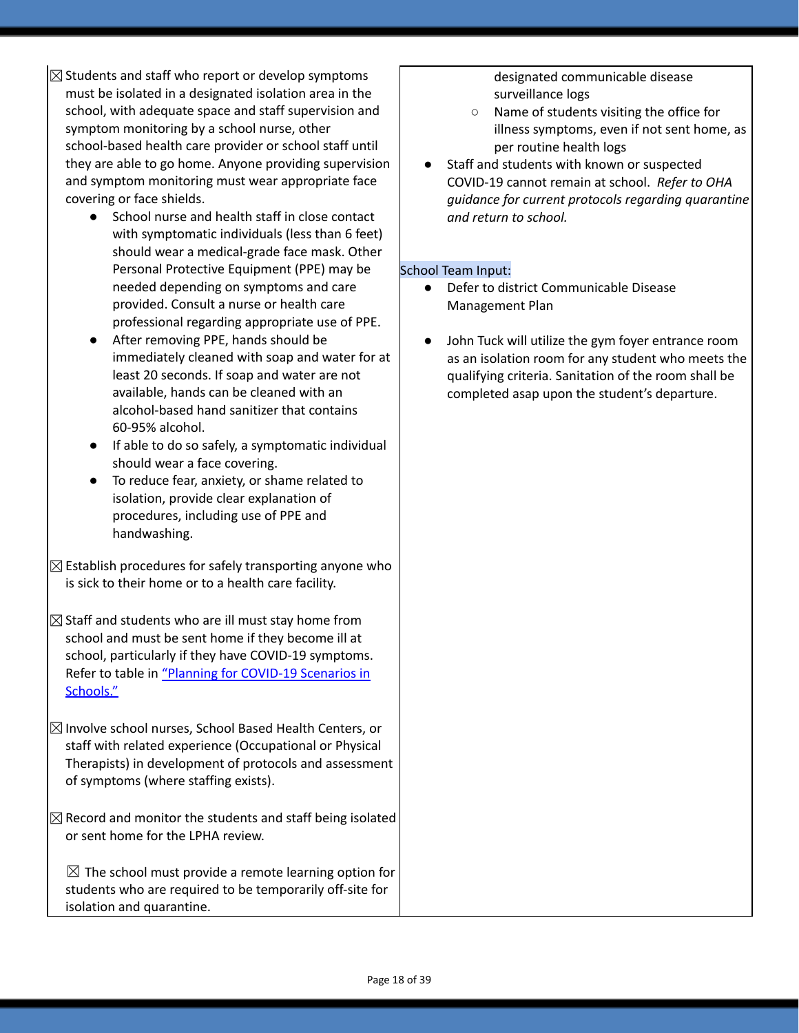☒ Students and staff who report or develop symptoms must be isolated in a designated isolation area in the school, with adequate space and staff supervision and symptom monitoring by a school nurse, other school-based health care provider or school staff until they are able to go home. Anyone providing supervision and symptom monitoring must wear appropriate face covering or face shields.

- School nurse and health staff in close contact with symptomatic individuals (less than 6 feet) should wear a medical-grade face mask. Other Personal Protective Equipment (PPE) may be needed depending on symptoms and care provided. Consult a nurse or health care professional regarding appropriate use of PPE.
- After removing PPE, hands should be immediately cleaned with soap and water for at least 20 seconds. If soap and water are not available, hands can be cleaned with an alcohol-based hand sanitizer that contains 60-95% alcohol.
- If able to do so safely, a symptomatic individual should wear a face covering.
- To reduce fear, anxiety, or shame related to isolation, provide clear explanation of procedures, including use of PPE and handwashing.

☒ Establish procedures for safely transporting anyone who is sick to their home or to a health care facility.

☒ Staff and students who are ill must stay home from school and must be sent home if they become ill at school, particularly if they have COVID-19 symptoms. Refer to table in [“Planning for COVID-19 Scenarios in Schools.”]()

☒ Involve school nurses, School Based Health Centers, or staff with related experience (Occupational or Physical Therapists) in development of protocols and assessment of symptoms (where staffing exists).

☒ Record and monitor the students and staff being isolated or sent home for the LPHA review.

☒ The school must provide a remote learning option for students who are required to be temporarily off-site for isolation and quarantine.

designated communicable disease surveillance logs
  - Name of students visiting the office for illness symptoms, even if not sent home, as per routine health logs
- Staff and students with known or suspected COVID-19 cannot remain at school. *Refer to OHA guidance for current protocols regarding quarantine and return to school.*

School Team Input:

- Defer to district Communicable Disease Management Plan
- John Tuck will utilize the gym foyer entrance room as an isolation room for any student who meets the qualifying criteria. Sanitation of the room shall be completed asap upon the student’s departure.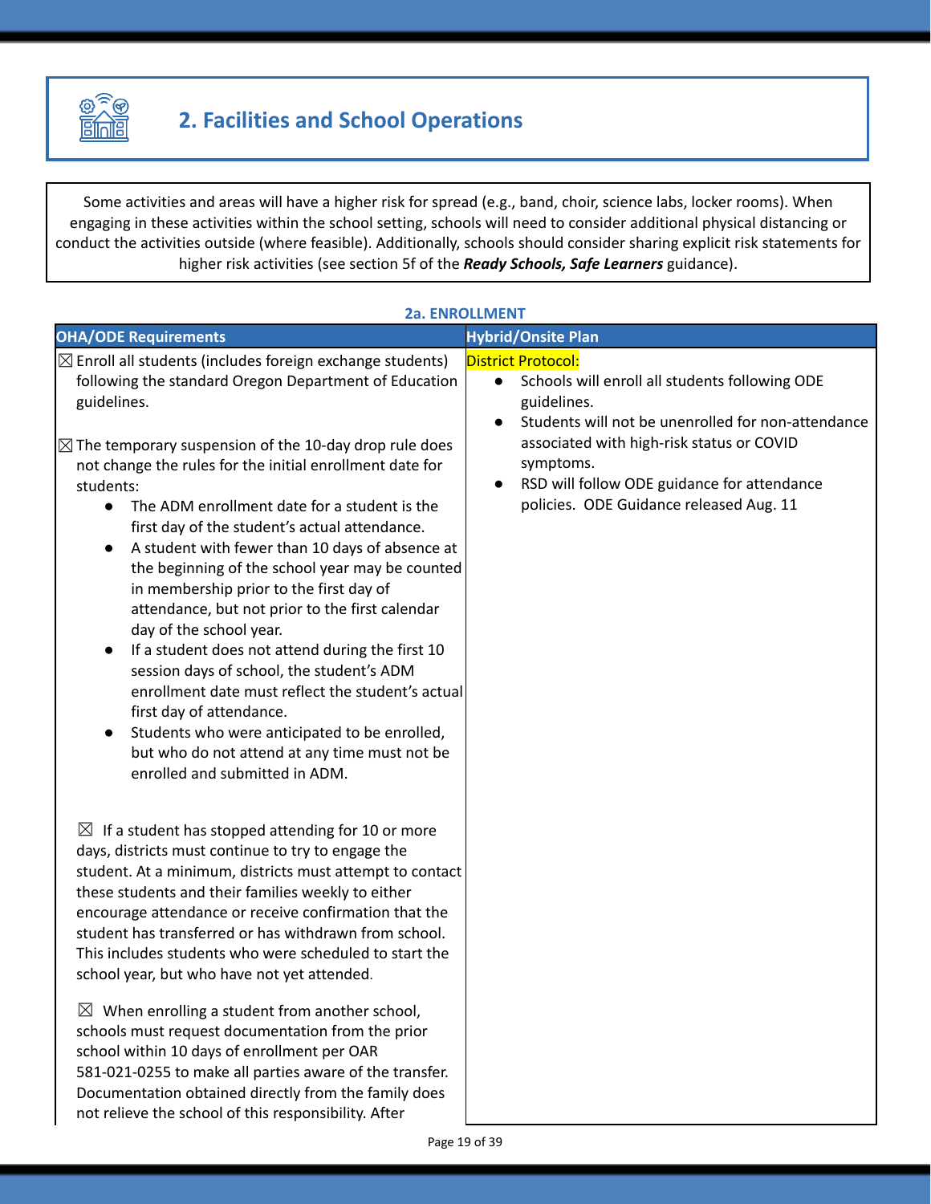## 2. Facilities and School Operations

Some activities and areas will have a higher risk for spread (e.g., band, choir, science labs, locker rooms). When engaging in these activities within the school setting, schools will need to consider additional physical distancing or conduct the activities outside (where feasible). Additionally, schools should consider sharing explicit risk statements for higher risk activities (see section 5f of the ***Ready Schools, Safe Learners*** guidance).

### 2a. ENROLLMENT

| OHA/ODE Requirements | Hybrid/Onsite Plan |
|---|---|
| ☒ Enroll all students (includes foreign exchange students) following the standard Oregon Department of Education guidelines.<br><br>☒ The temporary suspension of the 10-day drop rule does not change the rules for the initial enrollment date for students:<br>● The ADM enrollment date for a student is the first day of the student's actual attendance.<br>● A student with fewer than 10 days of absence at the beginning of the school year may be counted in membership prior to the first day of attendance, but not prior to the first calendar day of the school year.<br>● If a student does not attend during the first 10 session days of school, the student's ADM enrollment date must reflect the student's actual first day of attendance.<br>● Students who were anticipated to be enrolled, but who do not attend at any time must not be enrolled and submitted in ADM.<br><br>☒ If a student has stopped attending for 10 or more days, districts must continue to try to engage the student. At a minimum, districts must attempt to contact these students and their families weekly to either encourage attendance or receive confirmation that the student has transferred or has withdrawn from school. This includes students who were scheduled to start the school year, but who have not yet attended.<br><br>☒ When enrolling a student from another school, schools must request documentation from the prior school within 10 days of enrollment per OAR 581-021-0255 to make all parties aware of the transfer. Documentation obtained directly from the family does not relieve the school of this responsibility. After | District Protocol:<br>● Schools will enroll all students following ODE guidelines.<br>● Students will not be unenrolled for non-attendance associated with high-risk status or COVID symptoms.<br>● RSD will follow ODE guidance for attendance policies. ODE Guidance released Aug. 11 |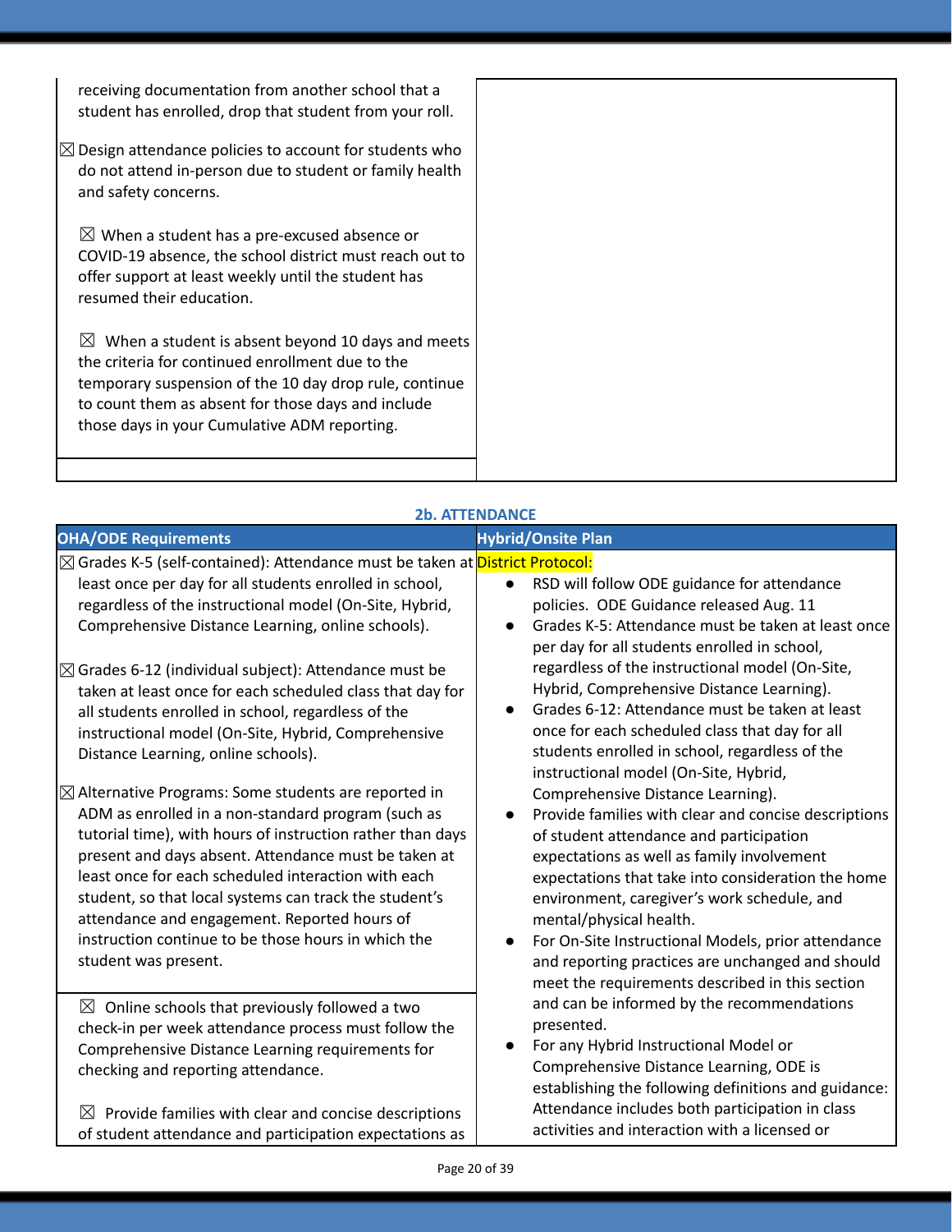| | |
|---|---|
| receiving documentation from another school that a student has enrolled, drop that student from your roll.<br><br>☒ Design attendance policies to account for students who do not attend in-person due to student or family health and safety concerns.<br><br>☒ When a student has a pre-excused absence or COVID-19 absence, the school district must reach out to offer support at least weekly until the student has resumed their education.<br><br>☒ When a student is absent beyond 10 days and meets the criteria for continued enrollment due to the temporary suspension of the 10 day drop rule, continue to count them as absent for those days and include those days in your Cumulative ADM reporting. | |

### 2b. ATTENDANCE

| OHA/ODE Requirements | Hybrid/Onsite Plan |
|---|---|
| ☒ Grades K-5 (self-contained): Attendance must be taken at least once per day for all students enrolled in school, regardless of the instructional model (On-Site, Hybrid, Comprehensive Distance Learning, online schools).<br><br>☒ Grades 6-12 (individual subject): Attendance must be taken at least once for each scheduled class that day for all students enrolled in school, regardless of the instructional model (On-Site, Hybrid, Comprehensive Distance Learning, online schools).<br><br>☒ Alternative Programs: Some students are reported in ADM as enrolled in a non-standard program (such as tutorial time), with hours of instruction rather than days present and days absent. Attendance must be taken at least once for each scheduled interaction with each student, so that local systems can track the student's attendance and engagement. Reported hours of instruction continue to be those hours in which the student was present.<br><br>☒ Online schools that previously followed a two check-in per week attendance process must follow the Comprehensive Distance Learning requirements for checking and reporting attendance.<br><br>☒ Provide families with clear and concise descriptions of student attendance and participation expectations as | District Protocol:<br><ul><li>RSD will follow ODE guidance for attendance policies. ODE Guidance released Aug. 11</li><li>Grades K-5: Attendance must be taken at least once per day for all students enrolled in school, regardless of the instructional model (On-Site, Hybrid, Comprehensive Distance Learning).</li><li>Grades 6-12: Attendance must be taken at least once for each scheduled class that day for all students enrolled in school, regardless of the instructional model (On-Site, Hybrid, Comprehensive Distance Learning).</li><li>Provide families with clear and concise descriptions of student attendance and participation expectations as well as family involvement expectations that take into consideration the home environment, caregiver's work schedule, and mental/physical health.</li><li>For On-Site Instructional Models, prior attendance and reporting practices are unchanged and should meet the requirements described in this section and can be informed by the recommendations presented.</li><li>For any Hybrid Instructional Model or Comprehensive Distance Learning, ODE is establishing the following definitions and guidance: Attendance includes both participation in class activities and interaction with a licensed or</li></ul> |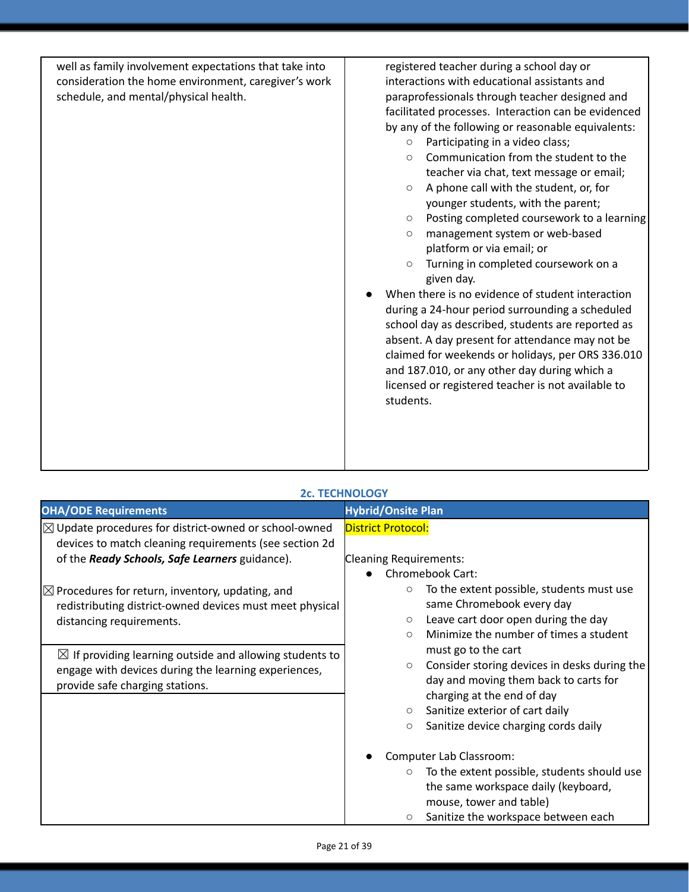| | |
|---|---|
| well as family involvement expectations that take into consideration the home environment, caregiver's work schedule, and mental/physical health. | registered teacher during a school day or interactions with educational assistants and paraprofessionals through teacher designed and facilitated processes. Interaction can be evidenced by any of the following or reasonable equivalents:<br>◦ Participating in a video class;<br>◦ Communication from the student to the teacher via chat, text message or email;<br>◦ A phone call with the student, or, for younger students, with the parent;<br>◦ Posting completed coursework to a learning<br>◦ management system or web-based platform or via email; or<br>◦ Turning in completed coursework on a given day.<br>• When there is no evidence of student interaction during a 24-hour period surrounding a scheduled school day as described, students are reported as absent. A day present for attendance may not be claimed for weekends or holidays, per ORS 336.010 and 187.010, or any other day during which a licensed or registered teacher is not available to students. |

## 2c. TECHNOLOGY

| OHA/ODE Requirements | Hybrid/Onsite Plan |
|---|---|
| ☒ Update procedures for district-owned or school-owned devices to match cleaning requirements (see section 2d of the ***Ready Schools, Safe Learners*** guidance).<br><br>☒ Procedures for return, inventory, updating, and redistributing district-owned devices must meet physical distancing requirements. | District Protocol:<br><br>Cleaning Requirements:<br>• Chromebook Cart:<br>◦ To the extent possible, students must use same Chromebook every day<br>◦ Leave cart door open during the day<br>◦ Minimize the number of times a student must go to the cart<br>◦ Consider storing devices in desks during the day and moving them back to carts for charging at the end of day<br>◦ Sanitize exterior of cart daily<br>◦ Sanitize device charging cords daily<br><br>• Computer Lab Classroom:<br>◦ To the extent possible, students should use the same workspace daily (keyboard, mouse, tower and table)<br>◦ Sanitize the workspace between each |
| ☒ If providing learning outside and allowing students to engage with devices during the learning experiences, provide safe charging stations. | |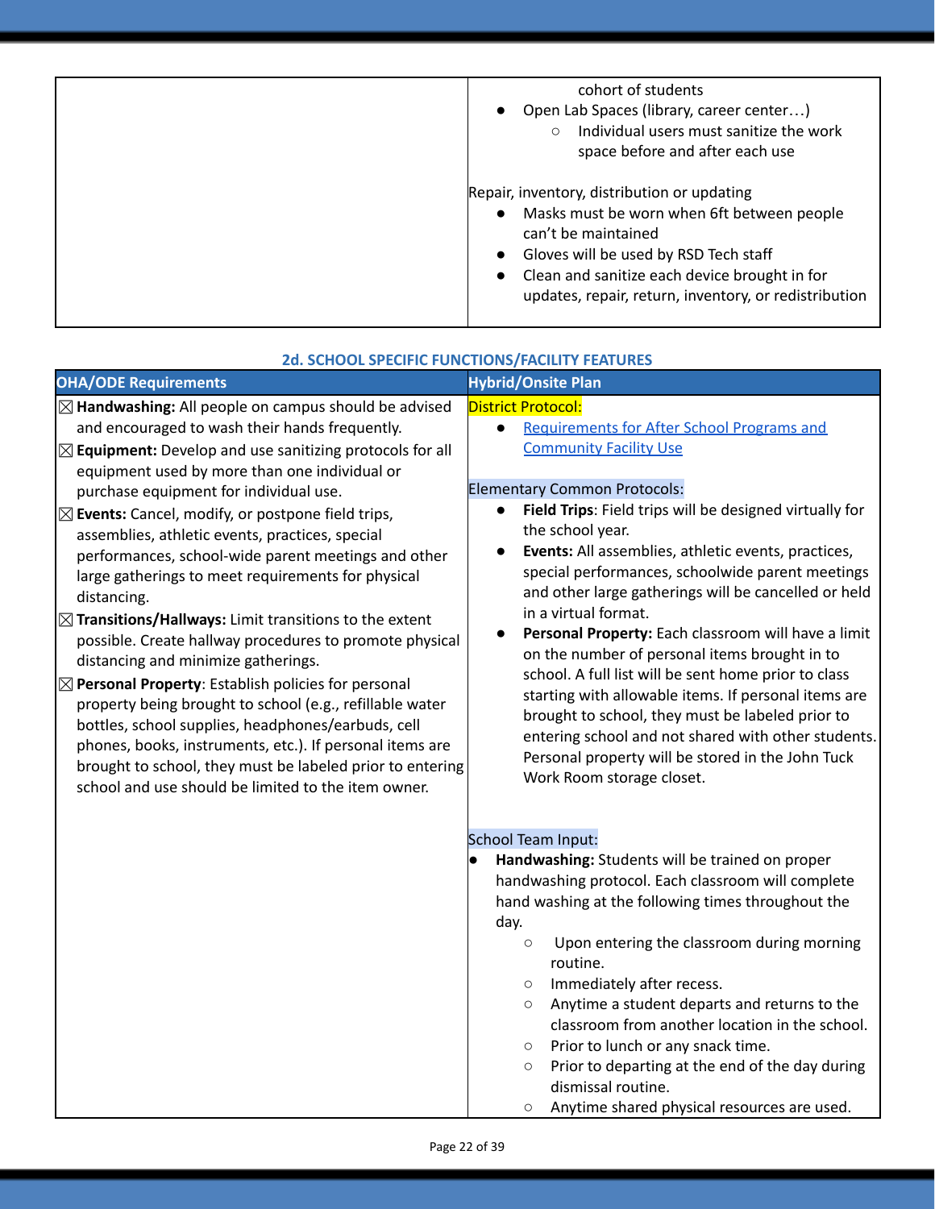| | |
|---|---|
| | cohort of students<br>• Open Lab Spaces (library, career center…)<br>  ○ Individual users must sanitize the work space before and after each use<br><br>Repair, inventory, distribution or updating<br>• Masks must be worn when 6ft between people can't be maintained<br>• Gloves will be used by RSD Tech staff<br>• Clean and sanitize each device brought in for updates, repair, return, inventory, or redistribution |

### 2d. SCHOOL SPECIFIC FUNCTIONS/FACILITY FEATURES

| OHA/ODE Requirements | Hybrid/Onsite Plan |
|---|---|
| ☒ **Handwashing:** All people on campus should be advised and encouraged to wash their hands frequently.<br>☒ **Equipment:** Develop and use sanitizing protocols for all equipment used by more than one individual or purchase equipment for individual use.<br>☒ **Events:** Cancel, modify, or postpone field trips, assemblies, athletic events, practices, special performances, school-wide parent meetings and other large gatherings to meet requirements for physical distancing.<br>☒ **Transitions/Hallways:** Limit transitions to the extent possible. Create hallway procedures to promote physical distancing and minimize gatherings.<br>☒ **Personal Property**: Establish policies for personal property being brought to school (e.g., refillable water bottles, school supplies, headphones/earbuds, cell phones, books, instruments, etc.). If personal items are brought to school, they must be labeled prior to entering school and use should be limited to the item owner. | District Protocol:<br>• Requirements for After School Programs and Community Facility Use<br><br>Elementary Common Protocols:<br>• **Field Trips**: Field trips will be designed virtually for the school year.<br>• **Events:** All assemblies, athletic events, practices, special performances, schoolwide parent meetings and other large gatherings will be cancelled or held in a virtual format.<br>• **Personal Property:** Each classroom will have a limit on the number of personal items brought in to school. A full list will be sent home prior to class starting with allowable items. If personal items are brought to school, they must be labeled prior to entering school and not shared with other students. Personal property will be stored in the John Tuck Work Room storage closet.<br><br>School Team Input:<br>• **Handwashing:** Students will be trained on proper handwashing protocol. Each classroom will complete hand washing at the following times throughout the day.<br>  ○ Upon entering the classroom during morning routine.<br>  ○ Immediately after recess.<br>  ○ Anytime a student departs and returns to the classroom from another location in the school.<br>  ○ Prior to lunch or any snack time.<br>  ○ Prior to departing at the end of the day during dismissal routine.<br>  ○ Anytime shared physical resources are used. |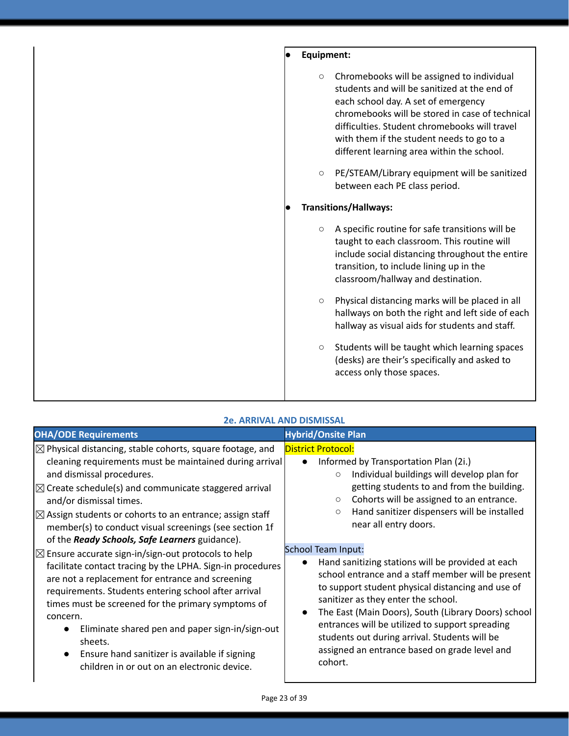| | |
|---|---|
| | • **Equipment:**<br>○ Chromebooks will be assigned to individual students and will be sanitized at the end of each school day. A set of emergency chromebooks will be stored in case of technical difficulties. Student chromebooks will travel with them if the student needs to go to a different learning area within the school.<br>○ PE/STEAM/Library equipment will be sanitized between each PE class period.<br>• **Transitions/Hallways:**<br>○ A specific routine for safe transitions will be taught to each classroom. This routine will include social distancing throughout the entire transition, to include lining up in the classroom/hallway and destination.<br>○ Physical distancing marks will be placed in all hallways on both the right and left side of each hallway as visual aids for students and staff.<br>○ Students will be taught which learning spaces (desks) are their's specifically and asked to access only those spaces. |

## 2e. ARRIVAL AND DISMISSAL

| OHA/ODE Requirements | Hybrid/Onsite Plan |
|---|---|
| ☒ Physical distancing, stable cohorts, square footage, and cleaning requirements must be maintained during arrival and dismissal procedures.<br>☒ Create schedule(s) and communicate staggered arrival and/or dismissal times.<br>☒ Assign students or cohorts to an entrance; assign staff member(s) to conduct visual screenings (see section 1f of the ***Ready Schools, Safe Learners*** guidance).<br>☒ Ensure accurate sign-in/sign-out protocols to help facilitate contact tracing by the LPHA. Sign-in procedures are not a replacement for entrance and screening requirements. Students entering school after arrival times must be screened for the primary symptoms of concern.<br>• Eliminate shared pen and paper sign-in/sign-out sheets.<br>• Ensure hand sanitizer is available if signing children in or out on an electronic device. | District Protocol:<br>• Informed by Transportation Plan (2i.)<br>○ Individual buildings will develop plan for getting students to and from the building.<br>○ Cohorts will be assigned to an entrance.<br>○ Hand sanitizer dispensers will be installed near all entry doors.<br><br>School Team Input:<br>• Hand sanitizing stations will be provided at each school entrance and a staff member will be present to support student physical distancing and use of sanitizer as they enter the school.<br>• The East (Main Doors), South (Library Doors) school entrances will be utilized to support spreading students out during arrival. Students will be assigned an entrance based on grade level and cohort. |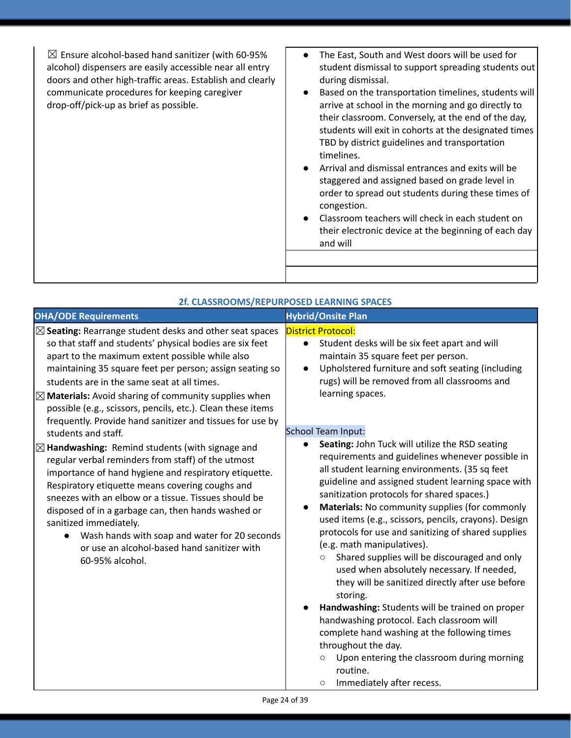| | |
|---|---|
| ☒ Ensure alcohol-based hand sanitizer (with 60-95% alcohol) dispensers are easily accessible near all entry doors and other high-traffic areas. Establish and clearly communicate procedures for keeping caregiver drop-off/pick-up as brief as possible. | • The East, South and West doors will be used for student dismissal to support spreading students out during dismissal.<br>• Based on the transportation timelines, students will arrive at school in the morning and go directly to their classroom. Conversely, at the end of the day, students will exit in cohorts at the designated times TBD by district guidelines and transportation timelines.<br>• Arrival and dismissal entrances and exits will be staggered and assigned based on grade level in order to spread out students during these times of congestion.<br>• Classroom teachers will check in each student on their electronic device at the beginning of each day and will |

### 2f. CLASSROOMS/REPURPOSED LEARNING SPACES

| OHA/ODE Requirements | Hybrid/Onsite Plan |
|---|---|
| ☒ **Seating:** Rearrange student desks and other seat spaces so that staff and students' physical bodies are six feet apart to the maximum extent possible while also maintaining 35 square feet per person; assign seating so students are in the same seat at all times.<br>☒ **Materials:** Avoid sharing of community supplies when possible (e.g., scissors, pencils, etc.). Clean these items frequently. Provide hand sanitizer and tissues for use by students and staff.<br>☒ **Handwashing:** Remind students (with signage and regular verbal reminders from staff) of the utmost importance of hand hygiene and respiratory etiquette. Respiratory etiquette means covering coughs and sneezes with an elbow or a tissue. Tissues should be disposed of in a garbage can, then hands washed or sanitized immediately.<br>• Wash hands with soap and water for 20 seconds or use an alcohol-based hand sanitizer with 60-95% alcohol. | District Protocol:<br>• Student desks will be six feet apart and will maintain 35 square feet per person.<br>• Upholstered furniture and soft seating (including rugs) will be removed from all classrooms and learning spaces.<br><br>School Team Input:<br>• **Seating:** John Tuck will utilize the RSD seating requirements and guidelines whenever possible in all student learning environments. (35 sq feet guideline and assigned student learning space with sanitization protocols for shared spaces.)<br>• **Materials:** No community supplies (for commonly used items (e.g., scissors, pencils, crayons). Design protocols for use and sanitizing of shared supplies (e.g. math manipulatives).<br>  ○ Shared supplies will be discouraged and only used when absolutely necessary. If needed, they will be sanitized directly after use before storing.<br>• **Handwashing:** Students will be trained on proper handwashing protocol. Each classroom will complete hand washing at the following times throughout the day.<br>  ○ Upon entering the classroom during morning routine.<br>  ○ Immediately after recess. |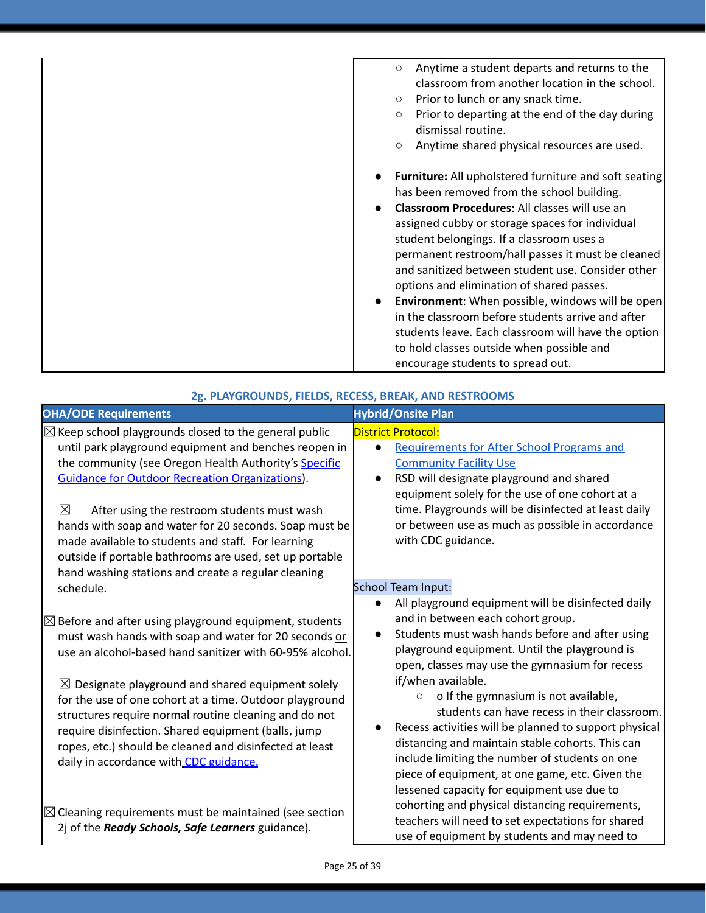| | |
|---|---|
| | ○ Anytime a student departs and returns to the classroom from another location in the school.<br>○ Prior to lunch or any snack time.<br>○ Prior to departing at the end of the day during dismissal routine.<br>○ Anytime shared physical resources are used.<br><br>● **Furniture:** All upholstered furniture and soft seating has been removed from the school building.<br>● **Classroom Procedures**: All classes will use an assigned cubby or storage spaces for individual student belongings. If a classroom uses a permanent restroom/hall passes it must be cleaned and sanitized between student use. Consider other options and elimination of shared passes.<br>● **Environment**: When possible, windows will be open in the classroom before students arrive and after students leave. Each classroom will have the option to hold classes outside when possible and encourage students to spread out. |

### 2g. PLAYGROUNDS, FIELDS, RECESS, BREAK, AND RESTROOMS

| OHA/ODE Requirements | Hybrid/Onsite Plan |
|---|---|
| ☒ Keep school playgrounds closed to the general public until park playground equipment and benches reopen in the community (see Oregon Health Authority's Specific Guidance for Outdoor Recreation Organizations).<br><br>☒ After using the restroom students must wash hands with soap and water for 20 seconds. Soap must be made available to students and staff. For learning outside if portable bathrooms are used, set up portable hand washing stations and create a regular cleaning schedule.<br><br>☒ Before and after using playground equipment, students must wash hands with soap and water for 20 seconds or use an alcohol-based hand sanitizer with 60-95% alcohol.<br><br>☒ Designate playground and shared equipment solely for the use of one cohort at a time. Outdoor playground structures require normal routine cleaning and do not require disinfection. Shared equipment (balls, jump ropes, etc.) should be cleaned and disinfected at least daily in accordance with CDC guidance.<br><br>☒ Cleaning requirements must be maintained (see section 2j of the ***Ready Schools, Safe Learners*** guidance). | District Protocol:<br>● Requirements for After School Programs and Community Facility Use<br>● RSD will designate playground and shared equipment solely for the use of one cohort at a time. Playgrounds will be disinfected at least daily or between use as much as possible in accordance with CDC guidance.<br><br>School Team Input:<br>● All playground equipment will be disinfected daily and in between each cohort group.<br>● Students must wash hands before and after using playground equipment. Until the playground is open, classes may use the gymnasium for recess if/when available.<br>○ o If the gymnasium is not available, students can have recess in their classroom.<br>● Recess activities will be planned to support physical distancing and maintain stable cohorts. This can include limiting the number of students on one piece of equipment, at one game, etc. Given the lessened capacity for equipment use due to cohorting and physical distancing requirements, teachers will need to set expectations for shared use of equipment by students and may need to |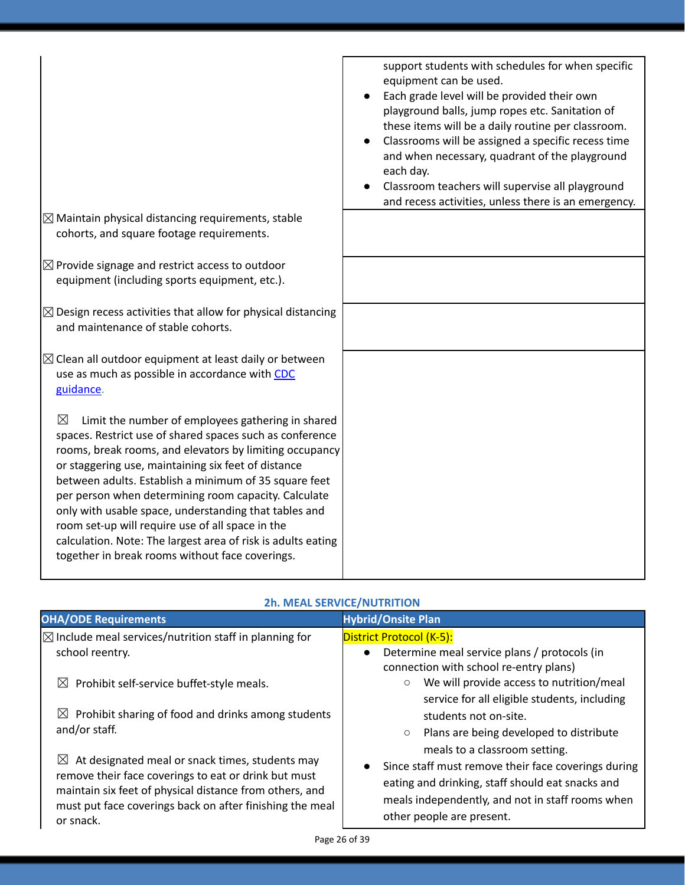| | |
|---|---|
| | support students with schedules for when specific equipment can be used.<br>● Each grade level will be provided their own playground balls, jump ropes etc. Sanitation of these items will be a daily routine per classroom.<br>● Classrooms will be assigned a specific recess time and when necessary, quadrant of the playground each day.<br>● Classroom teachers will supervise all playground and recess activities, unless there is an emergency. |
| ☒ Maintain physical distancing requirements, stable cohorts, and square footage requirements. | |
| ☒ Provide signage and restrict access to outdoor equipment (including sports equipment, etc.). | |
| ☒ Design recess activities that allow for physical distancing and maintenance of stable cohorts. | |
| ☒ Clean all outdoor equipment at least daily or between use as much as possible in accordance with [CDC guidance](). <br><br>☒ Limit the number of employees gathering in shared spaces. Restrict use of shared spaces such as conference rooms, break rooms, and elevators by limiting occupancy or staggering use, maintaining six feet of distance between adults. Establish a minimum of 35 square feet per person when determining room capacity. Calculate only with usable space, understanding that tables and room set-up will require use of all space in the calculation. Note: The largest area of risk is adults eating together in break rooms without face coverings. | |

### 2h. MEAL SERVICE/NUTRITION

| OHA/ODE Requirements | Hybrid/Onsite Plan |
|---|---|
| ☒ Include meal services/nutrition staff in planning for school reentry.<br><br>☒ Prohibit self-service buffet-style meals.<br><br>☒ Prohibit sharing of food and drinks among students and/or staff.<br><br>☒ At designated meal or snack times, students may remove their face coverings to eat or drink but must maintain six feet of physical distance from others, and must put face coverings back on after finishing the meal or snack. | District Protocol (K-5):<br>● Determine meal service plans / protocols (in connection with school re-entry plans)<br>○ We will provide access to nutrition/meal service for all eligible students, including students not on-site.<br>○ Plans are being developed to distribute meals to a classroom setting.<br>● Since staff must remove their face coverings during eating and drinking, staff should eat snacks and meals independently, and not in staff rooms when other people are present. |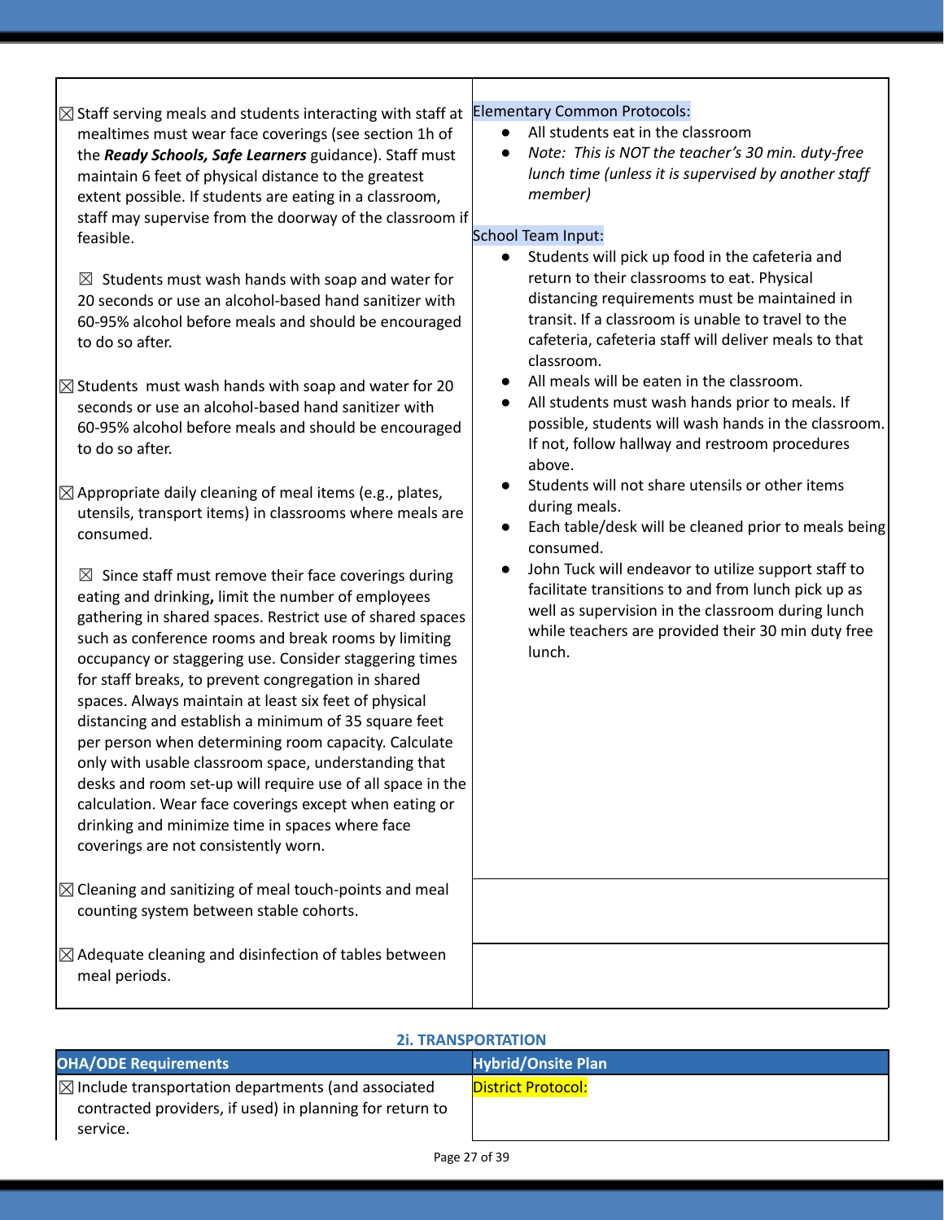| | |
|---|---|
| ☒ Staff serving meals and students interacting with staff at mealtimes must wear face coverings (see section 1h of the ***Ready Schools, Safe Learners*** guidance). Staff must maintain 6 feet of physical distance to the greatest extent possible. If students are eating in a classroom, staff may supervise from the doorway of the classroom if feasible.<br><br>☒ Students must wash hands with soap and water for 20 seconds or use an alcohol-based hand sanitizer with 60-95% alcohol before meals and should be encouraged to do so after.<br><br>☒ Students must wash hands with soap and water for 20 seconds or use an alcohol-based hand sanitizer with 60-95% alcohol before meals and should be encouraged to do so after.<br><br>☒ Appropriate daily cleaning of meal items (e.g., plates, utensils, transport items) in classrooms where meals are consumed.<br><br>☒ Since staff must remove their face coverings during eating and drinking**,** limit the number of employees gathering in shared spaces. Restrict use of shared spaces such as conference rooms and break rooms by limiting occupancy or staggering use. Consider staggering times for staff breaks, to prevent congregation in shared spaces. Always maintain at least six feet of physical distancing and establish a minimum of 35 square feet per person when determining room capacity. Calculate only with usable classroom space, understanding that desks and room set-up will require use of all space in the calculation. Wear face coverings except when eating or drinking and minimize time in spaces where face coverings are not consistently worn. | Elementary Common Protocols:<br>• All students eat in the classroom<br>• *Note: This is NOT the teacher's 30 min. duty-free lunch time (unless it is supervised by another staff member)*<br><br>School Team Input:<br>• Students will pick up food in the cafeteria and return to their classrooms to eat. Physical distancing requirements must be maintained in transit. If a classroom is unable to travel to the cafeteria, cafeteria staff will deliver meals to that classroom.<br>• All meals will be eaten in the classroom.<br>• All students must wash hands prior to meals. If possible, students will wash hands in the classroom. If not, follow hallway and restroom procedures above.<br>• Students will not share utensils or other items during meals.<br>• Each table/desk will be cleaned prior to meals being consumed.<br>• John Tuck will endeavor to utilize support staff to facilitate transitions to and from lunch pick up as well as supervision in the classroom during lunch while teachers are provided their 30 min duty free lunch. |
| ☒ Cleaning and sanitizing of meal touch-points and meal counting system between stable cohorts. | |
| ☒ Adequate cleaning and disinfection of tables between meal periods. | |

## 2i. TRANSPORTATION

| OHA/ODE Requirements | Hybrid/Onsite Plan |
|---|---|
| ☒ Include transportation departments (and associated contracted providers, if used) in planning for return to service. | District Protocol: |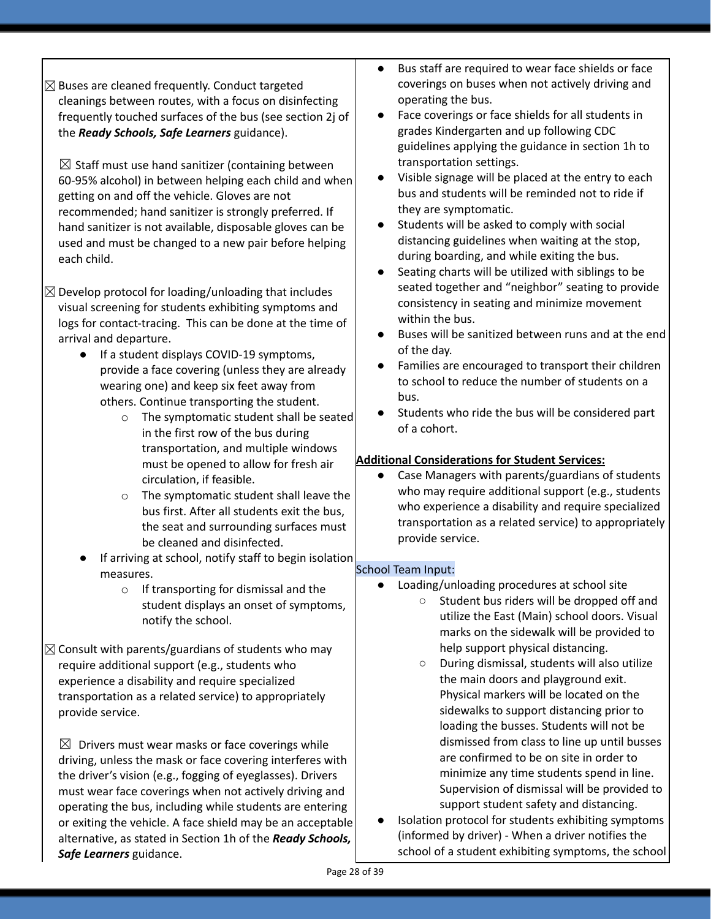☒ Buses are cleaned frequently. Conduct targeted cleanings between routes, with a focus on disinfecting frequently touched surfaces of the bus (see section 2j of the ***Ready Schools, Safe Learners*** guidance).

☒ Staff must use hand sanitizer (containing between 60-95% alcohol) in between helping each child and when getting on and off the vehicle. Gloves are not recommended; hand sanitizer is strongly preferred. If hand sanitizer is not available, disposable gloves can be used and must be changed to a new pair before helping each child.

☒ Develop protocol for loading/unloading that includes visual screening for students exhibiting symptoms and logs for contact-tracing. This can be done at the time of arrival and departure.

- If a student displays COVID-19 symptoms, provide a face covering (unless they are already wearing one) and keep six feet away from others. Continue transporting the student.
  - The symptomatic student shall be seated in the first row of the bus during transportation, and multiple windows must be opened to allow for fresh air circulation, if feasible.
  - The symptomatic student shall leave the bus first. After all students exit the bus, the seat and surrounding surfaces must be cleaned and disinfected.
- If arriving at school, notify staff to begin isolation measures.
  - If transporting for dismissal and the student displays an onset of symptoms, notify the school.

☒ Consult with parents/guardians of students who may require additional support (e.g., students who experience a disability and require specialized transportation as a related service) to appropriately provide service.

☒ Drivers must wear masks or face coverings while driving, unless the mask or face covering interferes with the driver's vision (e.g., fogging of eyeglasses). Drivers must wear face coverings when not actively driving and operating the bus, including while students are entering or exiting the vehicle. A face shield may be an acceptable alternative, as stated in Section 1h of the ***Ready Schools, Safe Learners*** guidance.

- Bus staff are required to wear face shields or face coverings on buses when not actively driving and operating the bus.
- Face coverings or face shields for all students in grades Kindergarten and up following CDC guidelines applying the guidance in section 1h to transportation settings.
- Visible signage will be placed at the entry to each bus and students will be reminded not to ride if they are symptomatic.
- Students will be asked to comply with social distancing guidelines when waiting at the stop, during boarding, and while exiting the bus.
- Seating charts will be utilized with siblings to be seated together and "neighbor" seating to provide consistency in seating and minimize movement within the bus.
- Buses will be sanitized between runs and at the end of the day.
- Families are encouraged to transport their children to school to reduce the number of students on a bus.
- Students who ride the bus will be considered part of a cohort.

**Additional Considerations for Student Services:**

- Case Managers with parents/guardians of students who may require additional support (e.g., students who experience a disability and require specialized transportation as a related service) to appropriately provide service.

School Team Input:

- Loading/unloading procedures at school site
  - Student bus riders will be dropped off and utilize the East (Main) school doors. Visual marks on the sidewalk will be provided to help support physical distancing.
  - During dismissal, students will also utilize the main doors and playground exit. Physical markers will be located on the sidewalks to support distancing prior to loading the busses. Students will not be dismissed from class to line up until busses are confirmed to be on site in order to minimize any time students spend in line. Supervision of dismissal will be provided to support student safety and distancing.
- Isolation protocol for students exhibiting symptoms (informed by driver) - When a driver notifies the school of a student exhibiting symptoms, the school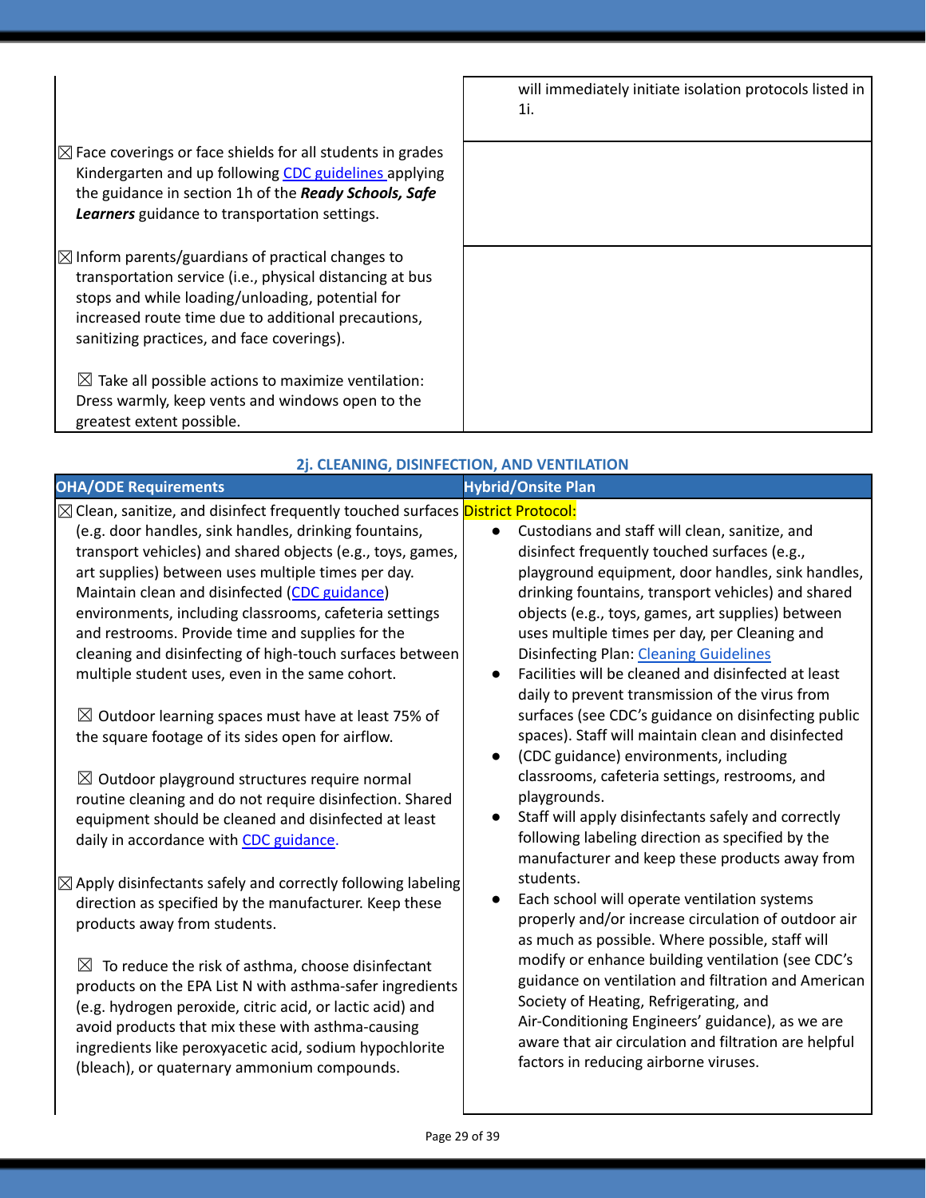| | |
|---|---|
| | will immediately initiate isolation protocols listed in 1i. |
| ☒ Face coverings or face shields for all students in grades Kindergarten and up following [CDC guidelines](#) applying the guidance in section 1h of the ***Ready Schools, Safe Learners*** guidance to transportation settings. | |
| ☒ Inform parents/guardians of practical changes to transportation service (i.e., physical distancing at bus stops and while loading/unloading, potential for increased route time due to additional precautions, sanitizing practices, and face coverings).<br><br>☒ Take all possible actions to maximize ventilation: Dress warmly, keep vents and windows open to the greatest extent possible. | |

### 2j. CLEANING, DISINFECTION, AND VENTILATION

| OHA/ODE Requirements | Hybrid/Onsite Plan |
|---|---|
| ☒ Clean, sanitize, and disinfect frequently touched surfaces (e.g. door handles, sink handles, drinking fountains, transport vehicles) and shared objects (e.g., toys, games, art supplies) between uses multiple times per day. Maintain clean and disinfected ([CDC guidance](#)) environments, including classrooms, cafeteria settings and restrooms. Provide time and supplies for the cleaning and disinfecting of high-touch surfaces between multiple student uses, even in the same cohort.<br><br>☒ Outdoor learning spaces must have at least 75% of the square footage of its sides open for airflow.<br><br>☒ Outdoor playground structures require normal routine cleaning and do not require disinfection. Shared equipment should be cleaned and disinfected at least daily in accordance with [CDC guidance](#).<br><br>☒ Apply disinfectants safely and correctly following labeling direction as specified by the manufacturer. Keep these products away from students.<br><br>☒ To reduce the risk of asthma, choose disinfectant products on the EPA List N with asthma-safer ingredients (e.g. hydrogen peroxide, citric acid, or lactic acid) and avoid products that mix these with asthma-causing ingredients like peroxyacetic acid, sodium hypochlorite (bleach), or quaternary ammonium compounds. | District Protocol:<br>● Custodians and staff will clean, sanitize, and disinfect frequently touched surfaces (e.g., playground equipment, door handles, sink handles, drinking fountains, transport vehicles) and shared objects (e.g., toys, games, art supplies) between uses multiple times per day, per Cleaning and Disinfecting Plan: [Cleaning Guidelines](#)<br>● Facilities will be cleaned and disinfected at least daily to prevent transmission of the virus from surfaces (see CDC's guidance on disinfecting public spaces). Staff will maintain clean and disinfected<br>● (CDC guidance) environments, including classrooms, cafeteria settings, restrooms, and playgrounds.<br>● Staff will apply disinfectants safely and correctly following labeling direction as specified by the manufacturer and keep these products away from students.<br>● Each school will operate ventilation systems properly and/or increase circulation of outdoor air as much as possible. Where possible, staff will modify or enhance building ventilation (see CDC's guidance on ventilation and filtration and American Society of Heating, Refrigerating, and Air-Conditioning Engineers' guidance), as we are aware that air circulation and filtration are helpful factors in reducing airborne viruses. |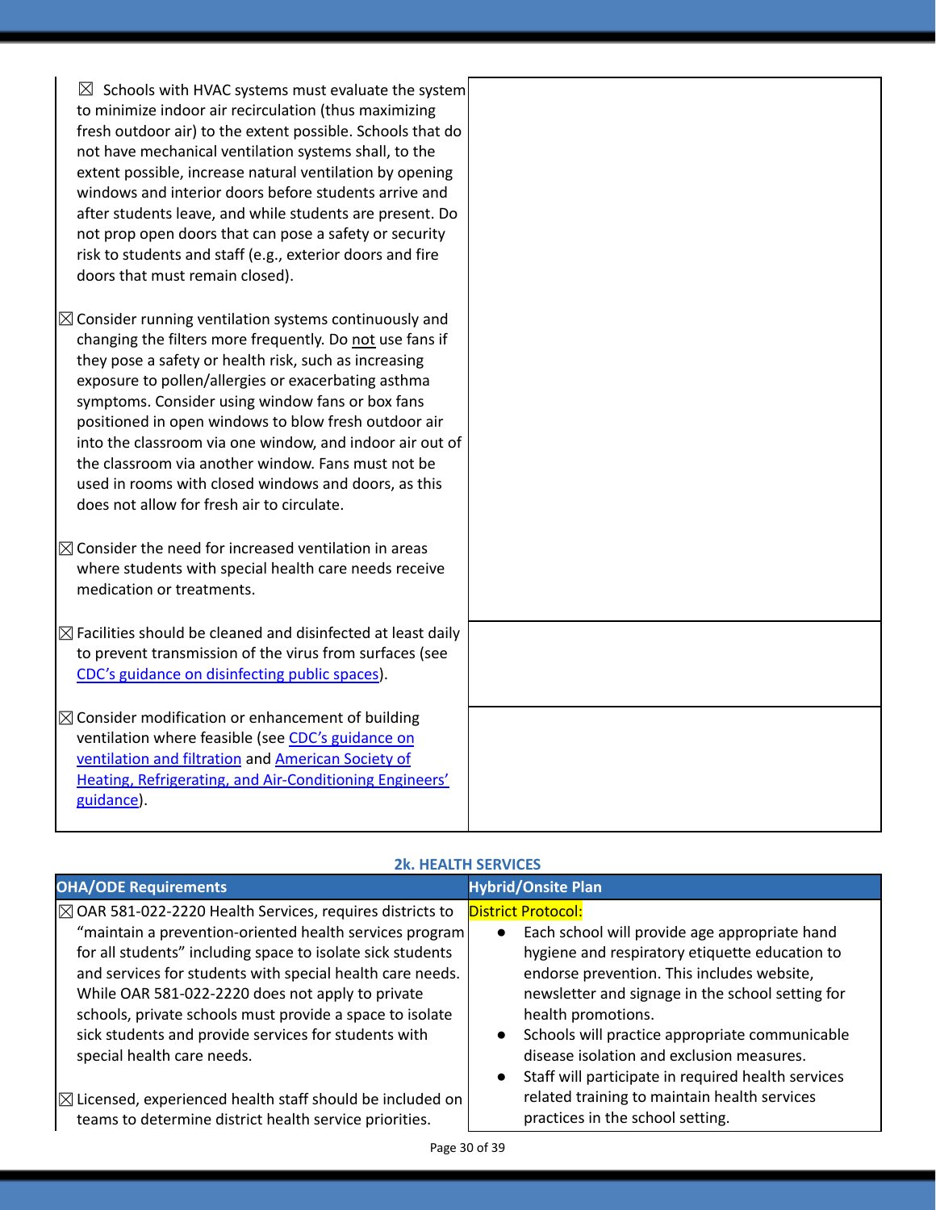| | |
|---|---|
| ☒ Schools with HVAC systems must evaluate the system to minimize indoor air recirculation (thus maximizing fresh outdoor air) to the extent possible. Schools that do not have mechanical ventilation systems shall, to the extent possible, increase natural ventilation by opening windows and interior doors before students arrive and after students leave, and while students are present. Do not prop open doors that can pose a safety or security risk to students and staff (e.g., exterior doors and fire doors that must remain closed).<br><br>☒ Consider running ventilation systems continuously and changing the filters more frequently. Do not use fans if they pose a safety or health risk, such as increasing exposure to pollen/allergies or exacerbating asthma symptoms. Consider using window fans or box fans positioned in open windows to blow fresh outdoor air into the classroom via one window, and indoor air out of the classroom via another window. Fans must not be used in rooms with closed windows and doors, as this does not allow for fresh air to circulate.<br><br>☒ Consider the need for increased ventilation in areas where students with special health care needs receive medication or treatments. | |
| ☒ Facilities should be cleaned and disinfected at least daily to prevent transmission of the virus from surfaces (see [CDC's guidance on disinfecting public spaces](#)). | |
| ☒ Consider modification or enhancement of building ventilation where feasible (see [CDC's guidance on ventilation and filtration](#) and [American Society of Heating, Refrigerating, and Air-Conditioning Engineers' guidance](#)). | |

## 2k. HEALTH SERVICES

| OHA/ODE Requirements | Hybrid/Onsite Plan |
|---|---|
| ☒ OAR 581-022-2220 Health Services, requires districts to "maintain a prevention-oriented health services program for all students" including space to isolate sick students and services for students with special health care needs. While OAR 581-022-2220 does not apply to private schools, private schools must provide a space to isolate sick students and provide services for students with special health care needs.<br><br>☒ Licensed, experienced health staff should be included on teams to determine district health service priorities. | District Protocol:<br>● Each school will provide age appropriate hand hygiene and respiratory etiquette education to endorse prevention. This includes website, newsletter and signage in the school setting for health promotions.<br>● Schools will practice appropriate communicable disease isolation and exclusion measures.<br>● Staff will participate in required health services related training to maintain health services practices in the school setting. |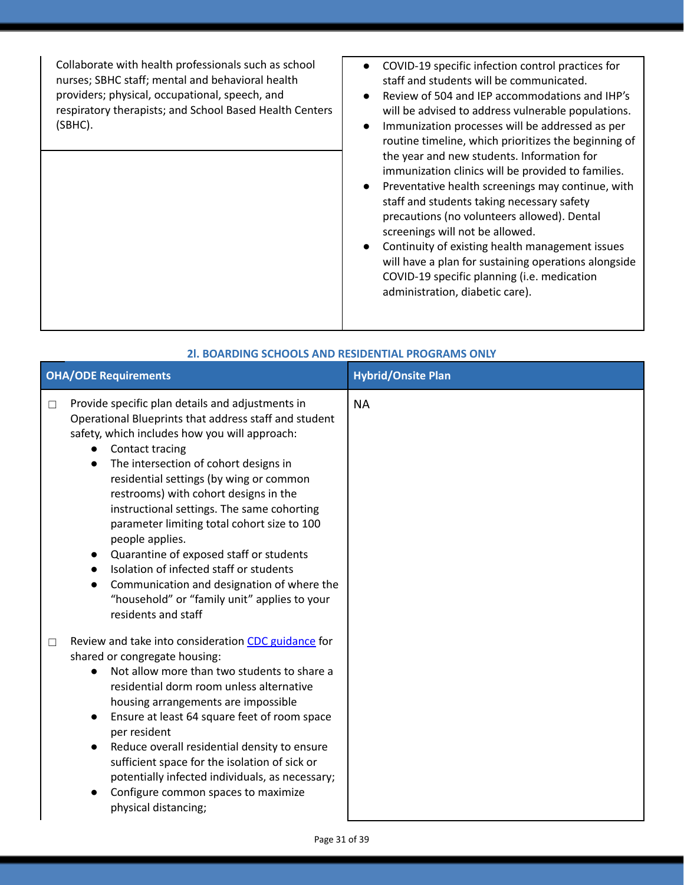| | |
|---|---|
| Collaborate with health professionals such as school nurses; SBHC staff; mental and behavioral health providers; physical, occupational, speech, and respiratory therapists; and School Based Health Centers (SBHC). | ● COVID-19 specific infection control practices for staff and students will be communicated.<br>● Review of 504 and IEP accommodations and IHP's will be advised to address vulnerable populations.<br>● Immunization processes will be addressed as per routine timeline, which prioritizes the beginning of the year and new students. Information for immunization clinics will be provided to families.<br>● Preventative health screenings may continue, with staff and students taking necessary safety precautions (no volunteers allowed). Dental screenings will not be allowed.<br>● Continuity of existing health management issues will have a plan for sustaining operations alongside COVID-19 specific planning (i.e. medication administration, diabetic care). |

### 2l. BOARDING SCHOOLS AND RESIDENTIAL PROGRAMS ONLY

| OHA/ODE Requirements | Hybrid/Onsite Plan |
|---|---|
| ☐ Provide specific plan details and adjustments in Operational Blueprints that address staff and student safety, which includes how you will approach:<br>● Contact tracing<br>● The intersection of cohort designs in residential settings (by wing or common restrooms) with cohort designs in the instructional settings. The same cohorting parameter limiting total cohort size to 100 people applies.<br>● Quarantine of exposed staff or students<br>● Isolation of infected staff or students<br>● Communication and designation of where the "household" or "family unit" applies to your residents and staff<br><br>☐ Review and take into consideration CDC guidance for shared or congregate housing:<br>● Not allow more than two students to share a residential dorm room unless alternative housing arrangements are impossible<br>● Ensure at least 64 square feet of room space per resident<br>● Reduce overall residential density to ensure sufficient space for the isolation of sick or potentially infected individuals, as necessary;<br>● Configure common spaces to maximize physical distancing; | NA |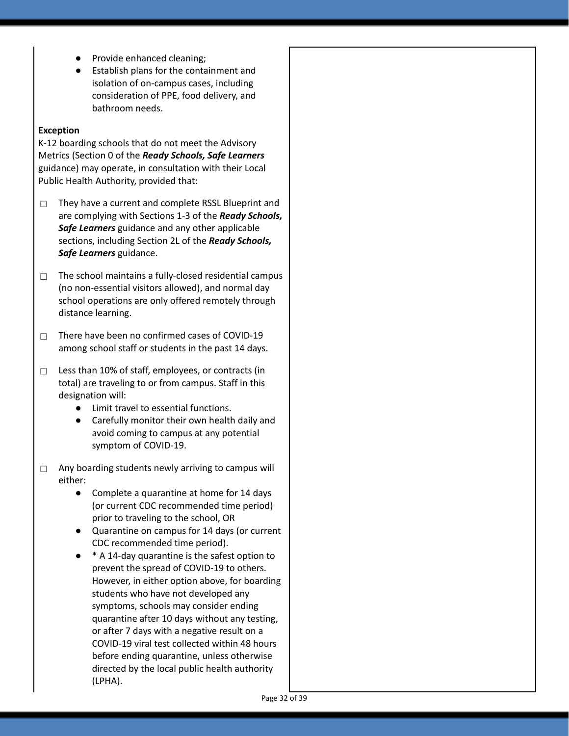- Provide enhanced cleaning;
- Establish plans for the containment and isolation of on-campus cases, including consideration of PPE, food delivery, and bathroom needs.

**Exception**

K-12 boarding schools that do not meet the Advisory Metrics (Section 0 of the ***Ready Schools, Safe Learners*** guidance) may operate, in consultation with their Local Public Health Authority, provided that:

- ☐ They have a current and complete RSSL Blueprint and are complying with Sections 1-3 of the ***Ready Schools, Safe Learners*** guidance and any other applicable sections, including Section 2L of the ***Ready Schools, Safe Learners*** guidance.
- ☐ The school maintains a fully-closed residential campus (no non-essential visitors allowed), and normal day school operations are only offered remotely through distance learning.
- ☐ There have been no confirmed cases of COVID-19 among school staff or students in the past 14 days.
- ☐ Less than 10% of staff, employees, or contracts (in total) are traveling to or from campus. Staff in this designation will:
  - Limit travel to essential functions.
  - Carefully monitor their own health daily and avoid coming to campus at any potential symptom of COVID-19.
- ☐ Any boarding students newly arriving to campus will either:
  - Complete a quarantine at home for 14 days (or current CDC recommended time period) prior to traveling to the school, OR
  - Quarantine on campus for 14 days (or current CDC recommended time period).
  - * A 14-day quarantine is the safest option to prevent the spread of COVID-19 to others. However, in either option above, for boarding students who have not developed any symptoms, schools may consider ending quarantine after 10 days without any testing, or after 7 days with a negative result on a COVID-19 viral test collected within 48 hours before ending quarantine, unless otherwise directed by the local public health authority (LPHA).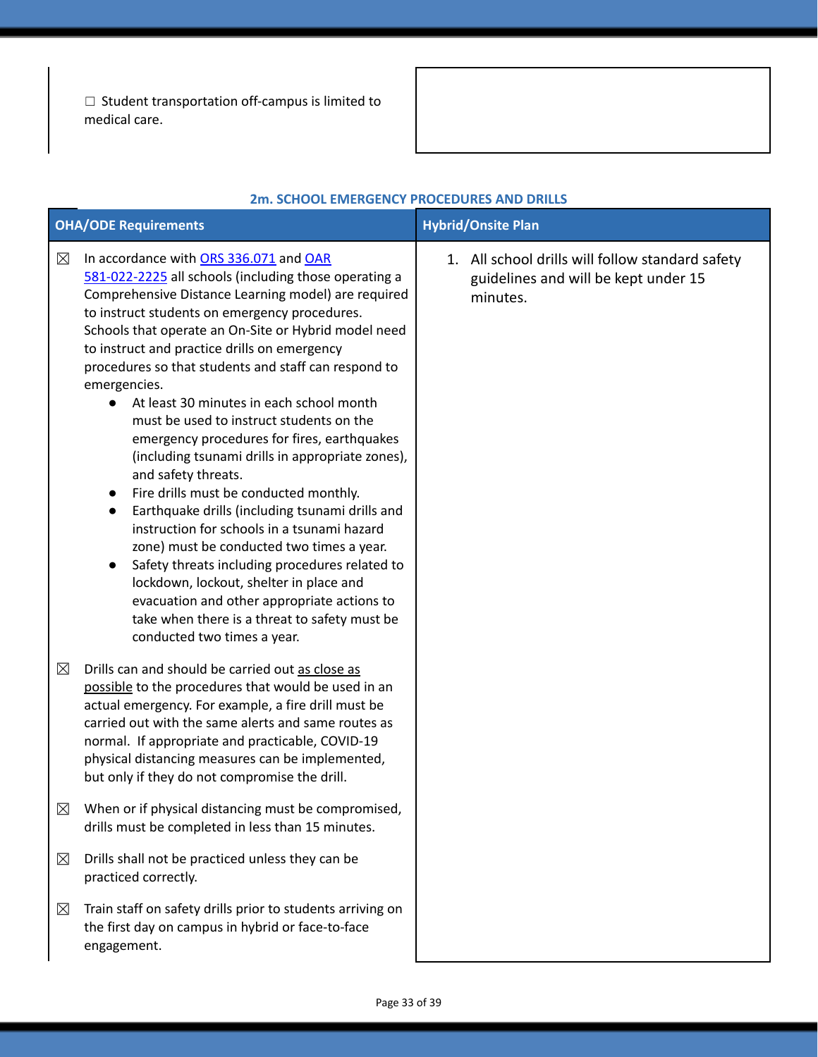| | |
|---|---|
| ☐ Student transportation off-campus is limited to medical care. | |

### 2m. SCHOOL EMERGENCY PROCEDURES AND DRILLS

| OHA/ODE Requirements | Hybrid/Onsite Plan |
|---|---|
| ☒ In accordance with ORS 336.071 and OAR 581-022-2225 all schools (including those operating a Comprehensive Distance Learning model) are required to instruct students on emergency procedures. Schools that operate an On-Site or Hybrid model need to instruct and practice drills on emergency procedures so that students and staff can respond to emergencies.<br>• At least 30 minutes in each school month must be used to instruct students on the emergency procedures for fires, earthquakes (including tsunami drills in appropriate zones), and safety threats.<br>• Fire drills must be conducted monthly.<br>• Earthquake drills (including tsunami drills and instruction for schools in a tsunami hazard zone) must be conducted two times a year.<br>• Safety threats including procedures related to lockdown, lockout, shelter in place and evacuation and other appropriate actions to take when there is a threat to safety must be conducted two times a year.<br><br>☒ Drills can and should be carried out as close as possible to the procedures that would be used in an actual emergency. For example, a fire drill must be carried out with the same alerts and same routes as normal. If appropriate and practicable, COVID-19 physical distancing measures can be implemented, but only if they do not compromise the drill.<br><br>☒ When or if physical distancing must be compromised, drills must be completed in less than 15 minutes.<br><br>☒ Drills shall not be practiced unless they can be practiced correctly.<br><br>☒ Train staff on safety drills prior to students arriving on the first day on campus in hybrid or face-to-face engagement. | 1. All school drills will follow standard safety guidelines and will be kept under 15 minutes. |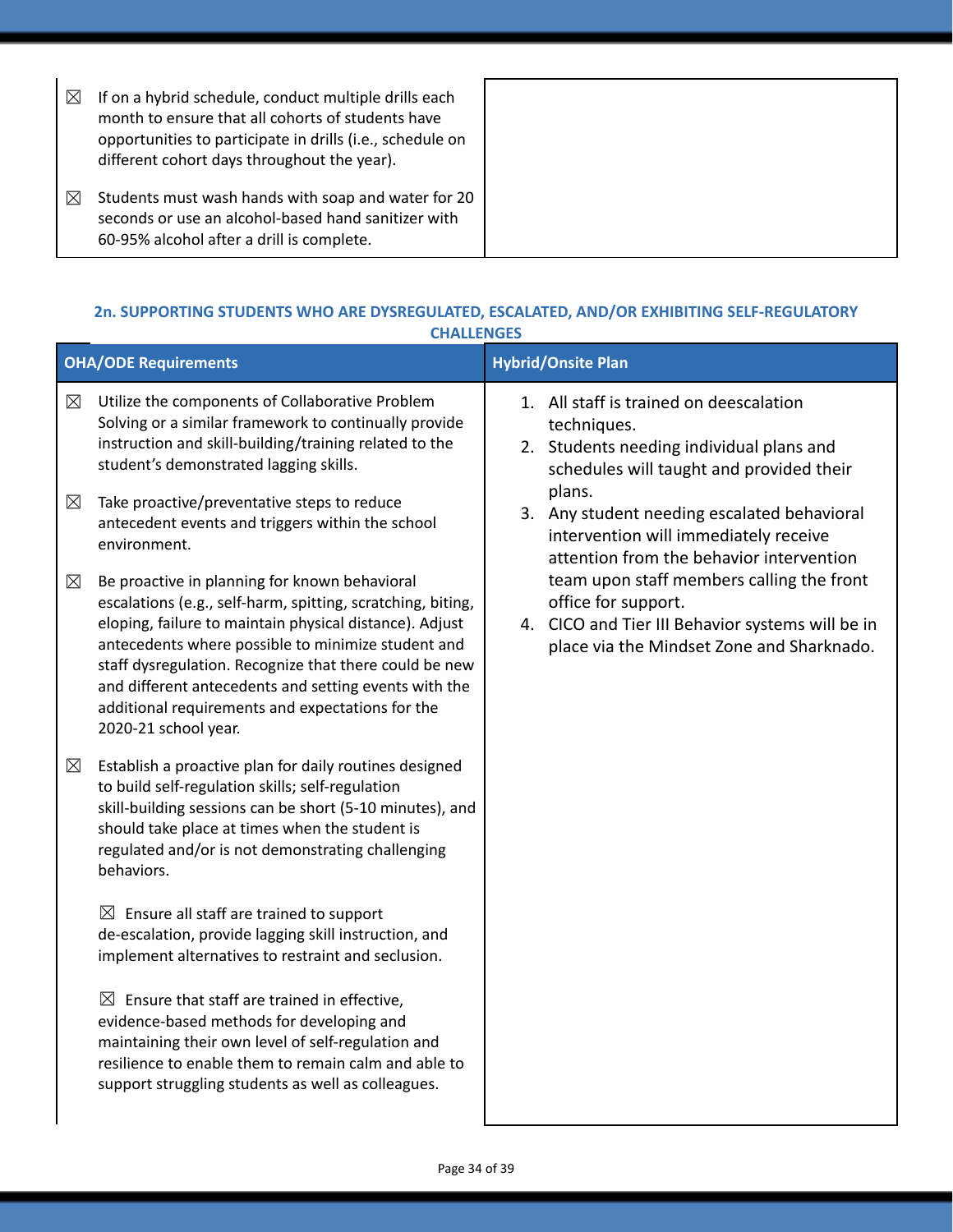| | |
|---|---|
| ☒ If on a hybrid schedule, conduct multiple drills each month to ensure that all cohorts of students have opportunities to participate in drills (i.e., schedule on different cohort days throughout the year).<br><br>☒ Students must wash hands with soap and water for 20 seconds or use an alcohol-based hand sanitizer with 60-95% alcohol after a drill is complete. | |

### 2n. SUPPORTING STUDENTS WHO ARE DYSREGULATED, ESCALATED, AND/OR EXHIBITING SELF-REGULATORY CHALLENGES

| OHA/ODE Requirements | Hybrid/Onsite Plan |
|---|---|
| ☒ Utilize the components of Collaborative Problem Solving or a similar framework to continually provide instruction and skill-building/training related to the student's demonstrated lagging skills.<br><br>☒ Take proactive/preventative steps to reduce antecedent events and triggers within the school environment.<br><br>☒ Be proactive in planning for known behavioral escalations (e.g., self-harm, spitting, scratching, biting, eloping, failure to maintain physical distance). Adjust antecedents where possible to minimize student and staff dysregulation. Recognize that there could be new and different antecedents and setting events with the additional requirements and expectations for the 2020-21 school year.<br><br>☒ Establish a proactive plan for daily routines designed to build self-regulation skills; self-regulation skill-building sessions can be short (5-10 minutes), and should take place at times when the student is regulated and/or is not demonstrating challenging behaviors.<br><br>☒ Ensure all staff are trained to support de-escalation, provide lagging skill instruction, and implement alternatives to restraint and seclusion.<br><br>☒ Ensure that staff are trained in effective, evidence-based methods for developing and maintaining their own level of self-regulation and resilience to enable them to remain calm and able to support struggling students as well as colleagues. | 1. All staff is trained on deescalation techniques.<br>2. Students needing individual plans and schedules will taught and provided their plans.<br>3. Any student needing escalated behavioral intervention will immediately receive attention from the behavior intervention team upon staff members calling the front office for support.<br>4. CICO and Tier III Behavior systems will be in place via the Mindset Zone and Sharknado. |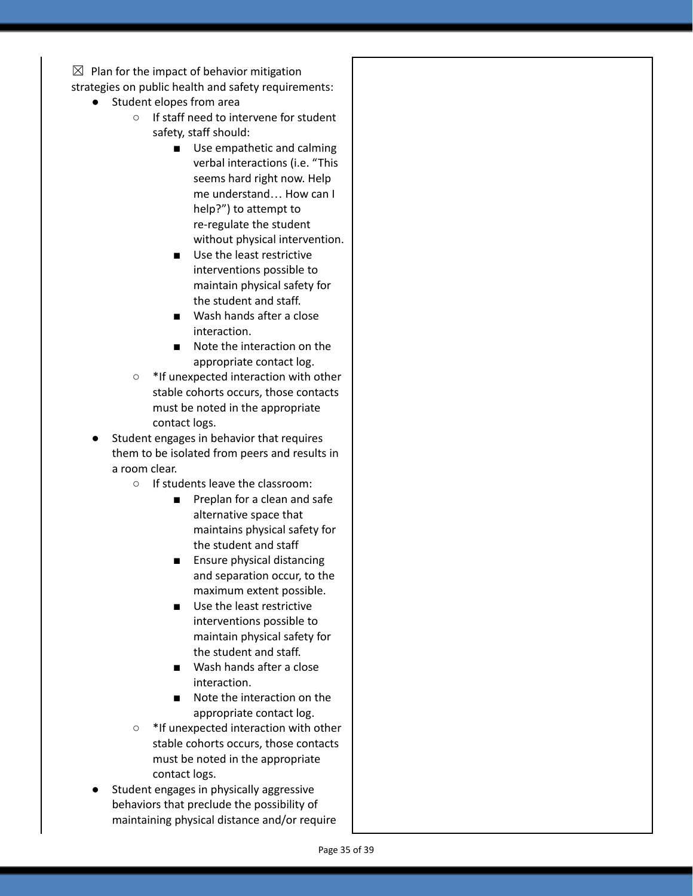☒ Plan for the impact of behavior mitigation strategies on public health and safety requirements:

- Student elopes from area
  - If staff need to intervene for student safety, staff should:
    - Use empathetic and calming verbal interactions (i.e. "This seems hard right now. Help me understand… How can I help?") to attempt to re-regulate the student without physical intervention.
    - Use the least restrictive interventions possible to maintain physical safety for the student and staff.
    - Wash hands after a close interaction.
    - Note the interaction on the appropriate contact log.
  - *If unexpected interaction with other stable cohorts occurs, those contacts must be noted in the appropriate contact logs.
- Student engages in behavior that requires them to be isolated from peers and results in a room clear.
  - If students leave the classroom:
    - Preplan for a clean and safe alternative space that maintains physical safety for the student and staff
    - Ensure physical distancing and separation occur, to the maximum extent possible.
    - Use the least restrictive interventions possible to maintain physical safety for the student and staff.
    - Wash hands after a close interaction.
    - Note the interaction on the appropriate contact log.
  - *If unexpected interaction with other stable cohorts occurs, those contacts must be noted in the appropriate contact logs.
- Student engages in physically aggressive behaviors that preclude the possibility of maintaining physical distance and/or require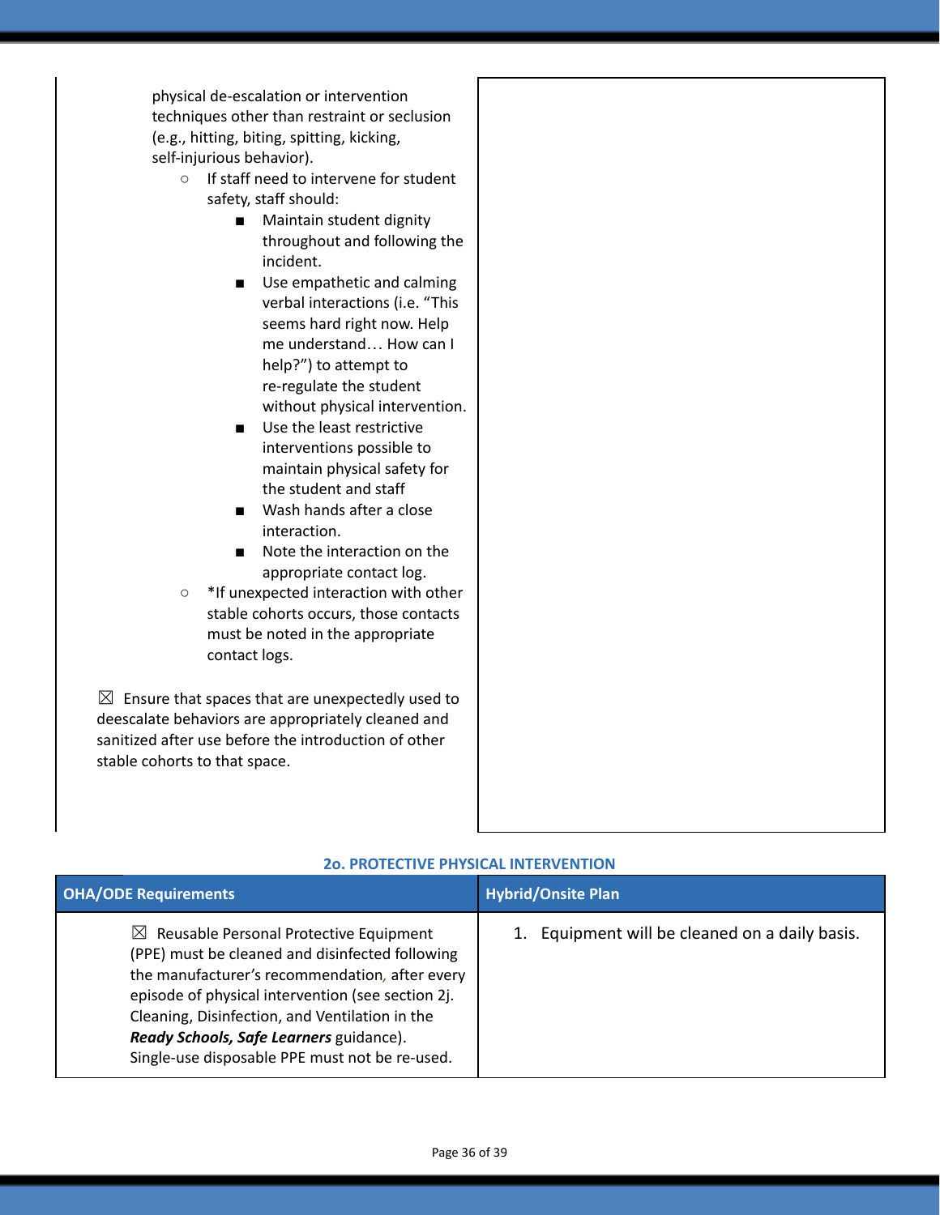| | |
|---|---|
| physical de-escalation or intervention techniques other than restraint or seclusion (e.g., hitting, biting, spitting, kicking, self-injurious behavior).<br>○ If staff need to intervene for student safety, staff should:<br>■ Maintain student dignity throughout and following the incident.<br>■ Use empathetic and calming verbal interactions (i.e. "This seems hard right now. Help me understand… How can I help?") to attempt to re-regulate the student without physical intervention.<br>■ Use the least restrictive interventions possible to maintain physical safety for the student and staff<br>■ Wash hands after a close interaction.<br>■ Note the interaction on the appropriate contact log.<br>○ *If unexpected interaction with other stable cohorts occurs, those contacts must be noted in the appropriate contact logs.<br><br>☒ Ensure that spaces that are unexpectedly used to deescalate behaviors are appropriately cleaned and sanitized after use before the introduction of other stable cohorts to that space. | |

**2o. PROTECTIVE PHYSICAL INTERVENTION**

| OHA/ODE Requirements | Hybrid/Onsite Plan |
|---|---|
| ☒ Reusable Personal Protective Equipment (PPE) must be cleaned and disinfected following the manufacturer's recommendation, after every episode of physical intervention (see section 2j. Cleaning, Disinfection, and Ventilation in the ***Ready Schools, Safe Learners*** guidance). Single-use disposable PPE must not be re-used. | 1. Equipment will be cleaned on a daily basis. |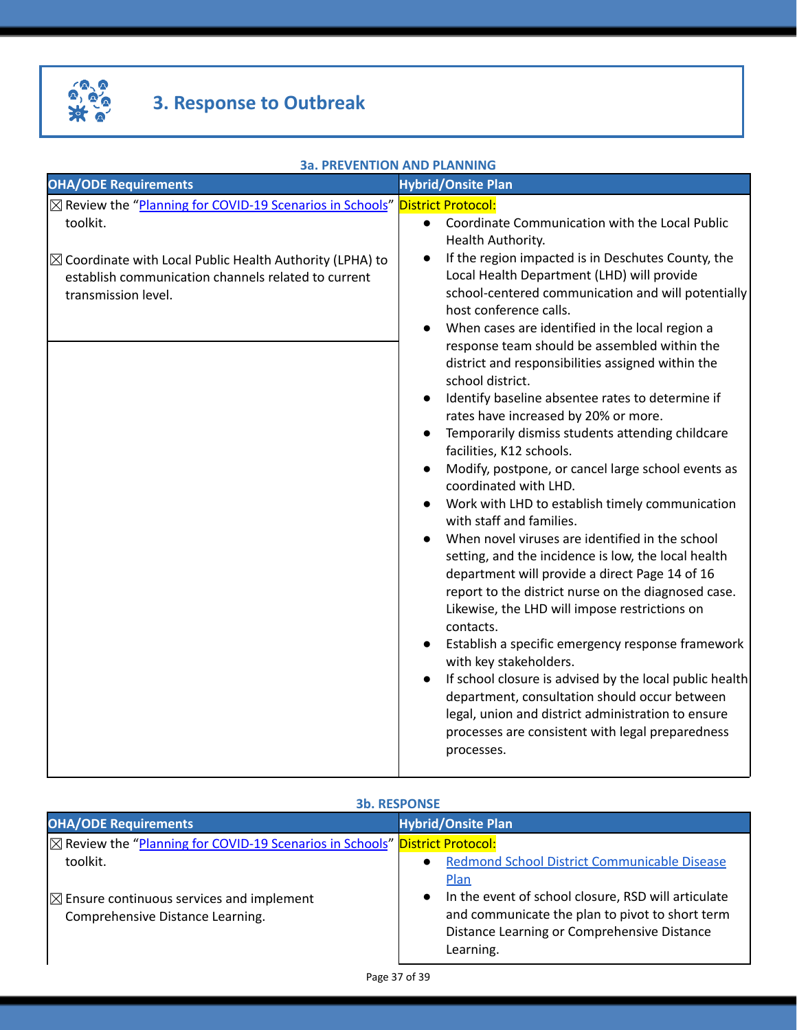## 3. Response to Outbreak

### 3a. PREVENTION AND PLANNING

| OHA/ODE Requirements | Hybrid/Onsite Plan |
|---|---|
| ☒ Review the "Planning for COVID-19 Scenarios in Schools" toolkit.<br><br>☒ Coordinate with Local Public Health Authority (LPHA) to establish communication channels related to current transmission level. | District Protocol:<br>• Coordinate Communication with the Local Public Health Authority.<br>• If the region impacted is in Deschutes County, the Local Health Department (LHD) will provide school-centered communication and will potentially host conference calls.<br>• When cases are identified in the local region a response team should be assembled within the district and responsibilities assigned within the school district.<br>• Identify baseline absentee rates to determine if rates have increased by 20% or more.<br>• Temporarily dismiss students attending childcare facilities, K12 schools.<br>• Modify, postpone, or cancel large school events as coordinated with LHD.<br>• Work with LHD to establish timely communication with staff and families.<br>• When novel viruses are identified in the school setting, and the incidence is low, the local health department will provide a direct Page 14 of 16 report to the district nurse on the diagnosed case. Likewise, the LHD will impose restrictions on contacts.<br>• Establish a specific emergency response framework with key stakeholders.<br>• If school closure is advised by the local public health department, consultation should occur between legal, union and district administration to ensure processes are consistent with legal preparedness processes. |

### 3b. RESPONSE

| OHA/ODE Requirements | Hybrid/Onsite Plan |
|---|---|
| ☒ Review the "Planning for COVID-19 Scenarios in Schools" toolkit.<br><br>☒ Ensure continuous services and implement Comprehensive Distance Learning. | District Protocol:<br>• Redmond School District Communicable Disease Plan<br>• In the event of school closure, RSD will articulate and communicate the plan to pivot to short term Distance Learning or Comprehensive Distance Learning. |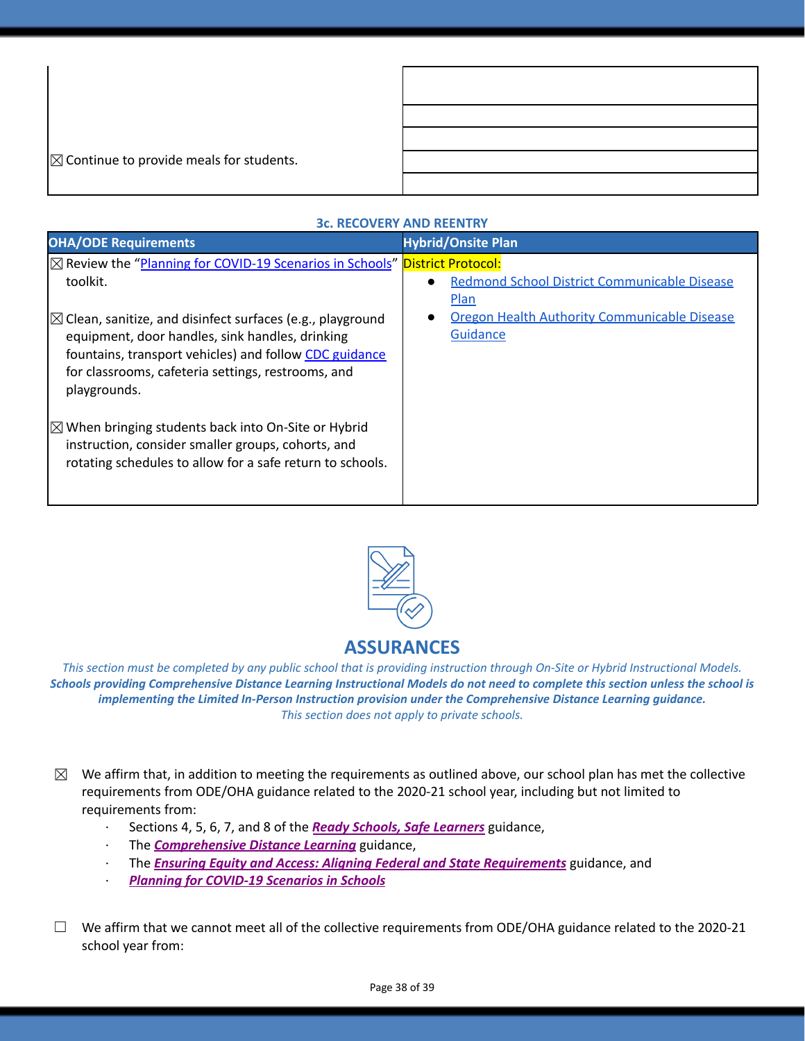| | |
|---|---|
| ☒ Continue to provide meals for students. | |

### 3c. RECOVERY AND REENTRY

| OHA/ODE Requirements | Hybrid/Onsite Plan |
|---|---|
| ☒ Review the "Planning for COVID-19 Scenarios in Schools" toolkit.<br><br>☒ Clean, sanitize, and disinfect surfaces (e.g., playground equipment, door handles, sink handles, drinking fountains, transport vehicles) and follow CDC guidance for classrooms, cafeteria settings, restrooms, and playgrounds.<br><br>☒ When bringing students back into On-Site or Hybrid instruction, consider smaller groups, cohorts, and rotating schedules to allow for a safe return to schools. | District Protocol:<br>● Redmond School District Communicable Disease Plan<br>● Oregon Health Authority Communicable Disease Guidance |

## ASSURANCES

*This section must be completed by any public school that is providing instruction through On-Site or Hybrid Instructional Models.*
***Schools providing Comprehensive Distance Learning Instructional Models do not need to complete this section unless the school is implementing the Limited In-Person Instruction provision under the Comprehensive Distance Learning guidance.***
*This section does not apply to private schools.*

☒ We affirm that, in addition to meeting the requirements as outlined above, our school plan has met the collective requirements from ODE/OHA guidance related to the 2020-21 school year, including but not limited to requirements from:

- Sections 4, 5, 6, 7, and 8 of the ***Ready Schools, Safe Learners*** guidance,
- The ***Comprehensive Distance Learning*** guidance,
- The ***Ensuring Equity and Access: Aligning Federal and State Requirements*** guidance, and
- ***Planning for COVID-19 Scenarios in Schools***

☐ We affirm that we cannot meet all of the collective requirements from ODE/OHA guidance related to the 2020-21 school year from: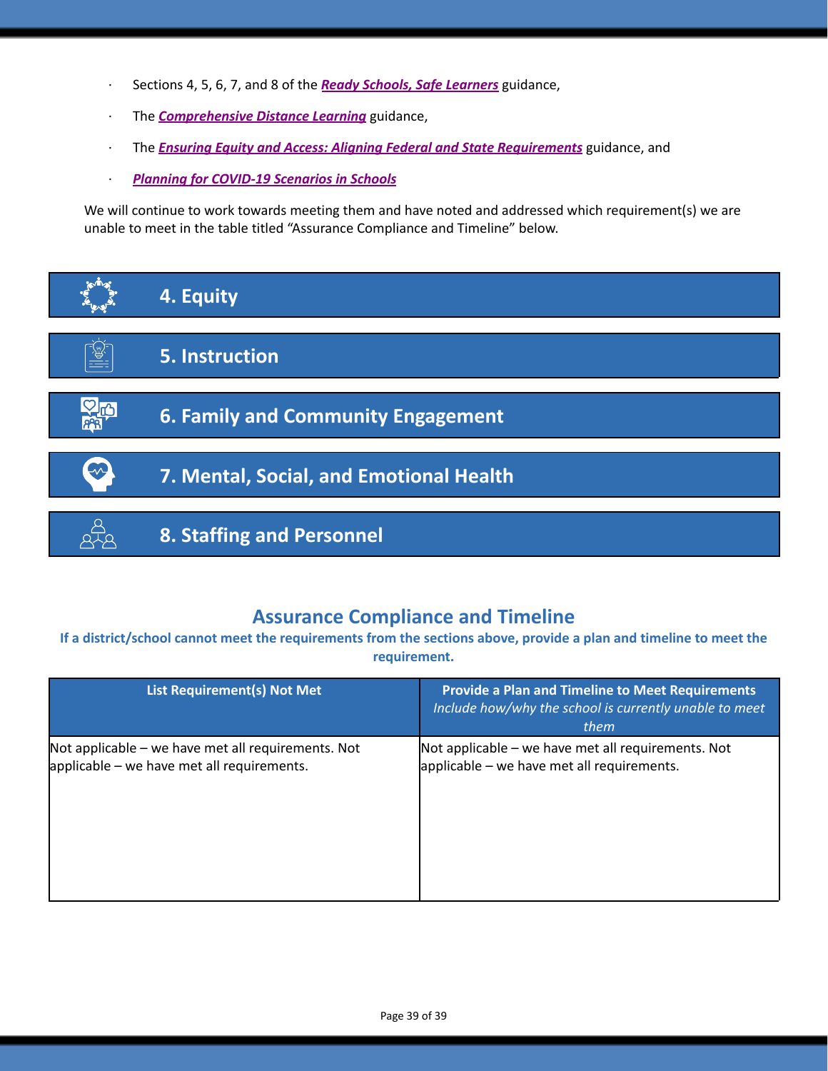- Sections 4, 5, 6, 7, and 8 of the ***Ready Schools, Safe Learners*** guidance,
- The ***Comprehensive Distance Learning*** guidance,
- The ***Ensuring Equity and Access: Aligning Federal and State Requirements*** guidance, and
- ***Planning for COVID-19 Scenarios in Schools***

We will continue to work towards meeting them and have noted and addressed which requirement(s) we are unable to meet in the table titled "Assurance Compliance and Timeline" below.

## 4. Equity

## 5. Instruction

## 6. Family and Community Engagement

## 7. Mental, Social, and Emotional Health

## 8. Staffing and Personnel

## Assurance Compliance and Timeline

**If a district/school cannot meet the requirements from the sections above, provide a plan and timeline to meet the requirement.**

| List Requirement(s) Not Met | Provide a Plan and Timeline to Meet Requirements *Include how/why the school is currently unable to meet them* |
|---|---|
| Not applicable – we have met all requirements. Not applicable – we have met all requirements. | Not applicable – we have met all requirements. Not applicable – we have met all requirements. |